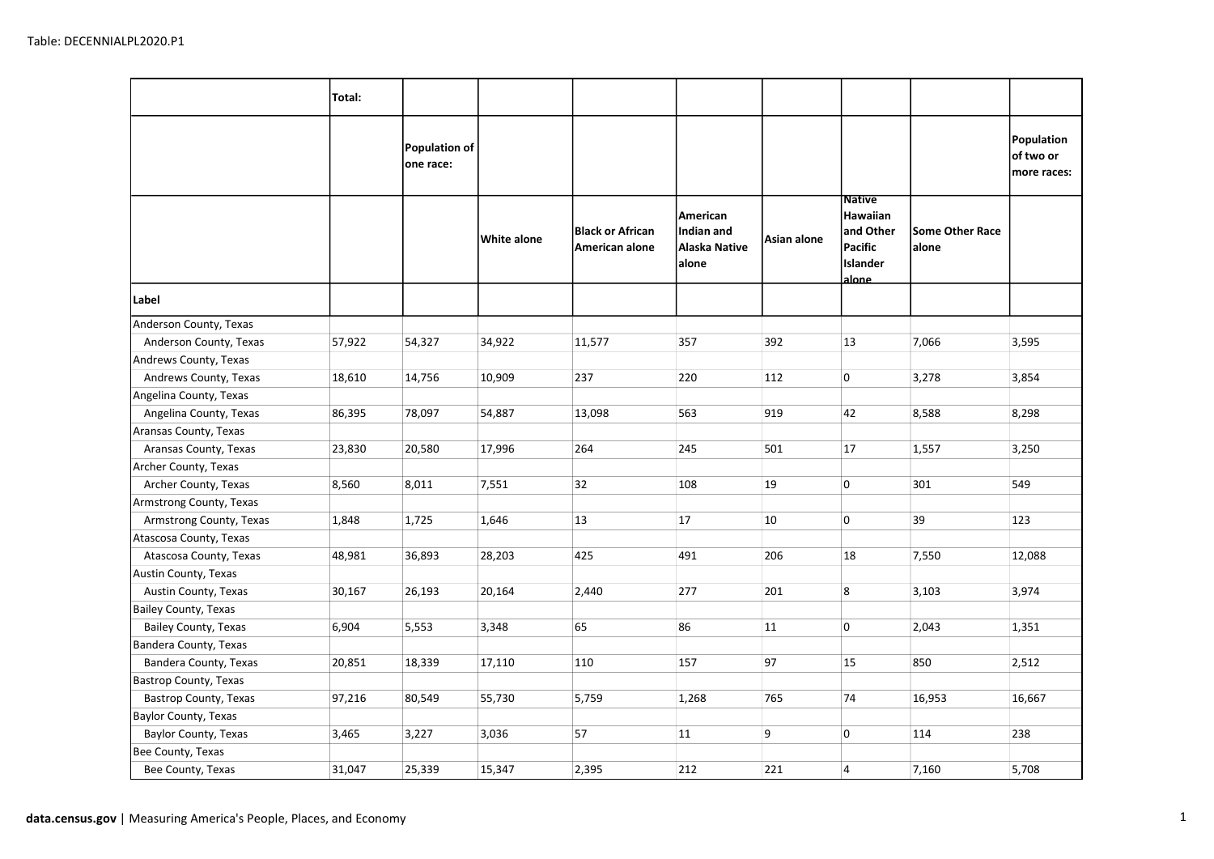Table: DECENNIALPL2020.P1

| | Total: | | | | | | | | |
|---|---|---|---|---|---|---|---|---|---|
| | | Population of one race: | | | | | | | Population of two or more races: |
| | | | White alone | Black or African American alone | American Indian and Alaska Native alone | Asian alone | Native Hawaiian and Other Pacific Islander alone | Some Other Race alone | |
| **Label** | | | | | | | | | |
| Anderson County, Texas | | | | | | | | | |
| Anderson County, Texas | 57,922 | 54,327 | 34,922 | 11,577 | 357 | 392 | 13 | 7,066 | 3,595 |
| Andrews County, Texas | | | | | | | | | |
| Andrews County, Texas | 18,610 | 14,756 | 10,909 | 237 | 220 | 112 | 0 | 3,278 | 3,854 |
| Angelina County, Texas | | | | | | | | | |
| Angelina County, Texas | 86,395 | 78,097 | 54,887 | 13,098 | 563 | 919 | 42 | 8,588 | 8,298 |
| Aransas County, Texas | | | | | | | | | |
| Aransas County, Texas | 23,830 | 20,580 | 17,996 | 264 | 245 | 501 | 17 | 1,557 | 3,250 |
| Archer County, Texas | | | | | | | | | |
| Archer County, Texas | 8,560 | 8,011 | 7,551 | 32 | 108 | 19 | 0 | 301 | 549 |
| Armstrong County, Texas | | | | | | | | | |
| Armstrong County, Texas | 1,848 | 1,725 | 1,646 | 13 | 17 | 10 | 0 | 39 | 123 |
| Atascosa County, Texas | | | | | | | | | |
| Atascosa County, Texas | 48,981 | 36,893 | 28,203 | 425 | 491 | 206 | 18 | 7,550 | 12,088 |
| Austin County, Texas | | | | | | | | | |
| Austin County, Texas | 30,167 | 26,193 | 20,164 | 2,440 | 277 | 201 | 8 | 3,103 | 3,974 |
| Bailey County, Texas | | | | | | | | | |
| Bailey County, Texas | 6,904 | 5,553 | 3,348 | 65 | 86 | 11 | 0 | 2,043 | 1,351 |
| Bandera County, Texas | | | | | | | | | |
| Bandera County, Texas | 20,851 | 18,339 | 17,110 | 110 | 157 | 97 | 15 | 850 | 2,512 |
| Bastrop County, Texas | | | | | | | | | |
| Bastrop County, Texas | 97,216 | 80,549 | 55,730 | 5,759 | 1,268 | 765 | 74 | 16,953 | 16,667 |
| Baylor County, Texas | | | | | | | | | |
| Baylor County, Texas | 3,465 | 3,227 | 3,036 | 57 | 11 | 9 | 0 | 114 | 238 |
| Bee County, Texas | | | | | | | | | |
| Bee County, Texas | 31,047 | 25,339 | 15,347 | 2,395 | 212 | 221 | 4 | 7,160 | 5,708 |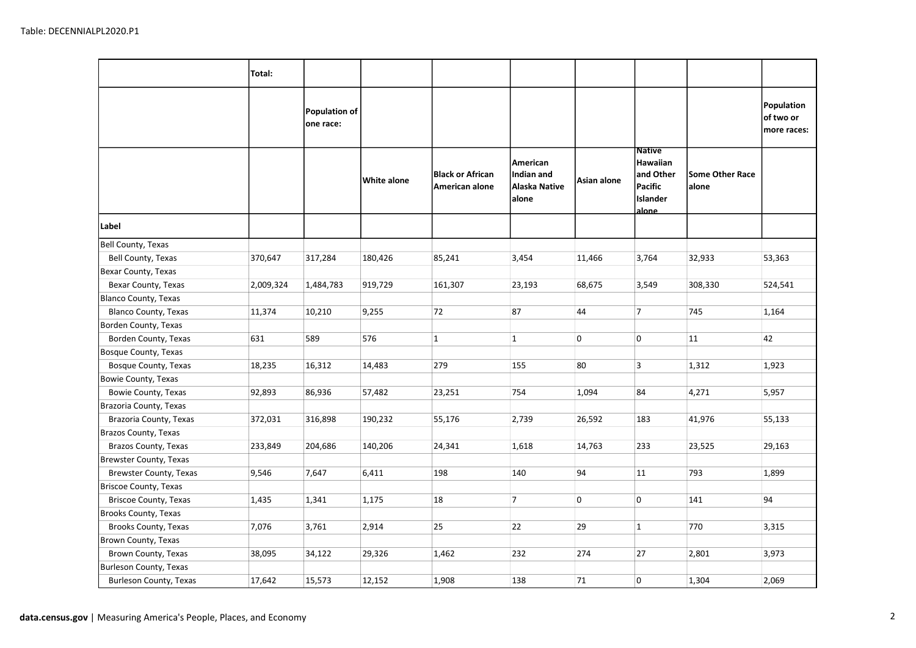Table: DECENNIALPL2020.P1

| | Total: | | | | | | | | |
|---|---|---|---|---|---|---|---|---|---|
| | | Population of one race: | | | | | | | Population of two or more races: |
| | | | White alone | Black or African American alone | American Indian and Alaska Native alone | Asian alone | Native Hawaiian and Other Pacific Islander alone | Some Other Race alone | |
| Label | | | | | | | | | |
| Bell County, Texas | | | | | | | | | |
| Bell County, Texas | 370,647 | 317,284 | 180,426 | 85,241 | 3,454 | 11,466 | 3,764 | 32,933 | 53,363 |
| Bexar County, Texas | | | | | | | | | |
| Bexar County, Texas | 2,009,324 | 1,484,783 | 919,729 | 161,307 | 23,193 | 68,675 | 3,549 | 308,330 | 524,541 |
| Blanco County, Texas | | | | | | | | | |
| Blanco County, Texas | 11,374 | 10,210 | 9,255 | 72 | 87 | 44 | 7 | 745 | 1,164 |
| Borden County, Texas | | | | | | | | | |
| Borden County, Texas | 631 | 589 | 576 | 1 | 1 | 0 | 0 | 11 | 42 |
| Bosque County, Texas | | | | | | | | | |
| Bosque County, Texas | 18,235 | 16,312 | 14,483 | 279 | 155 | 80 | 3 | 1,312 | 1,923 |
| Bowie County, Texas | | | | | | | | | |
| Bowie County, Texas | 92,893 | 86,936 | 57,482 | 23,251 | 754 | 1,094 | 84 | 4,271 | 5,957 |
| Brazoria County, Texas | | | | | | | | | |
| Brazoria County, Texas | 372,031 | 316,898 | 190,232 | 55,176 | 2,739 | 26,592 | 183 | 41,976 | 55,133 |
| Brazos County, Texas | | | | | | | | | |
| Brazos County, Texas | 233,849 | 204,686 | 140,206 | 24,341 | 1,618 | 14,763 | 233 | 23,525 | 29,163 |
| Brewster County, Texas | | | | | | | | | |
| Brewster County, Texas | 9,546 | 7,647 | 6,411 | 198 | 140 | 94 | 11 | 793 | 1,899 |
| Briscoe County, Texas | | | | | | | | | |
| Briscoe County, Texas | 1,435 | 1,341 | 1,175 | 18 | 7 | 0 | 0 | 141 | 94 |
| Brooks County, Texas | | | | | | | | | |
| Brooks County, Texas | 7,076 | 3,761 | 2,914 | 25 | 22 | 29 | 1 | 770 | 3,315 |
| Brown County, Texas | | | | | | | | | |
| Brown County, Texas | 38,095 | 34,122 | 29,326 | 1,462 | 232 | 274 | 27 | 2,801 | 3,973 |
| Burleson County, Texas | | | | | | | | | |
| Burleson County, Texas | 17,642 | 15,573 | 12,152 | 1,908 | 138 | 71 | 0 | 1,304 | 2,069 |

**data.census.gov** | Measuring America's People, Places, and Economy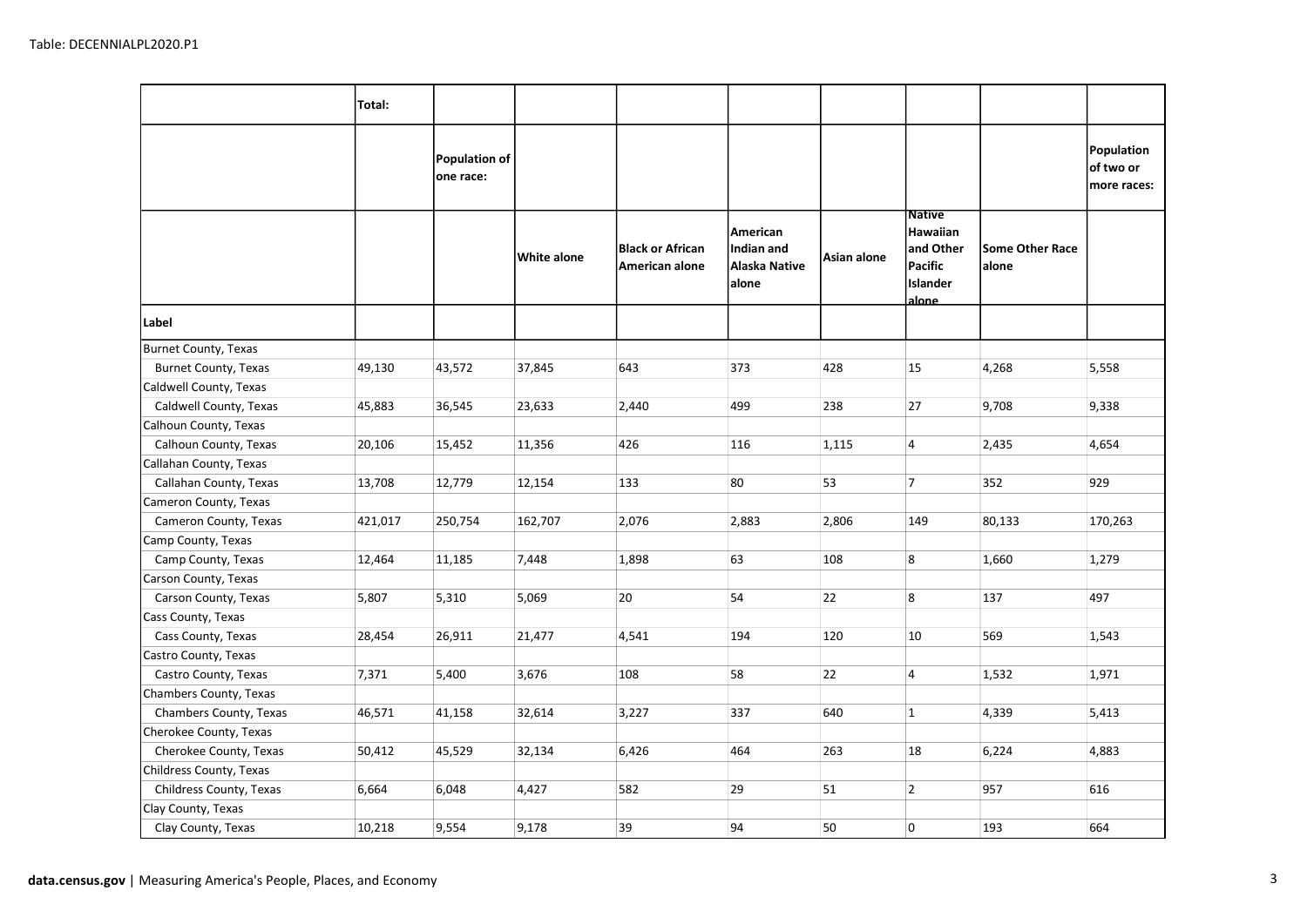Table: DECENNIALPL2020.P1

| | Total: | | | | | | | | |
|---|---|---|---|---|---|---|---|---|---|
| | | Population of one race: | | | | | | | Population of two or more races: |
| | | | White alone | Black or African American alone | American Indian and Alaska Native alone | Asian alone | Native Hawaiian and Other Pacific Islander alone | Some Other Race alone | |
| Label | | | | | | | | | |
| Burnet County, Texas | | | | | | | | | |
| Burnet County, Texas | 49,130 | 43,572 | 37,845 | 643 | 373 | 428 | 15 | 4,268 | 5,558 |
| Caldwell County, Texas | | | | | | | | | |
| Caldwell County, Texas | 45,883 | 36,545 | 23,633 | 2,440 | 499 | 238 | 27 | 9,708 | 9,338 |
| Calhoun County, Texas | | | | | | | | | |
| Calhoun County, Texas | 20,106 | 15,452 | 11,356 | 426 | 116 | 1,115 | 4 | 2,435 | 4,654 |
| Callahan County, Texas | | | | | | | | | |
| Callahan County, Texas | 13,708 | 12,779 | 12,154 | 133 | 80 | 53 | 7 | 352 | 929 |
| Cameron County, Texas | | | | | | | | | |
| Cameron County, Texas | 421,017 | 250,754 | 162,707 | 2,076 | 2,883 | 2,806 | 149 | 80,133 | 170,263 |
| Camp County, Texas | | | | | | | | | |
| Camp County, Texas | 12,464 | 11,185 | 7,448 | 1,898 | 63 | 108 | 8 | 1,660 | 1,279 |
| Carson County, Texas | | | | | | | | | |
| Carson County, Texas | 5,807 | 5,310 | 5,069 | 20 | 54 | 22 | 8 | 137 | 497 |
| Cass County, Texas | | | | | | | | | |
| Cass County, Texas | 28,454 | 26,911 | 21,477 | 4,541 | 194 | 120 | 10 | 569 | 1,543 |
| Castro County, Texas | | | | | | | | | |
| Castro County, Texas | 7,371 | 5,400 | 3,676 | 108 | 58 | 22 | 4 | 1,532 | 1,971 |
| Chambers County, Texas | | | | | | | | | |
| Chambers County, Texas | 46,571 | 41,158 | 32,614 | 3,227 | 337 | 640 | 1 | 4,339 | 5,413 |
| Cherokee County, Texas | | | | | | | | | |
| Cherokee County, Texas | 50,412 | 45,529 | 32,134 | 6,426 | 464 | 263 | 18 | 6,224 | 4,883 |
| Childress County, Texas | | | | | | | | | |
| Childress County, Texas | 6,664 | 6,048 | 4,427 | 582 | 29 | 51 | 2 | 957 | 616 |
| Clay County, Texas | | | | | | | | | |
| Clay County, Texas | 10,218 | 9,554 | 9,178 | 39 | 94 | 50 | 0 | 193 | 664 |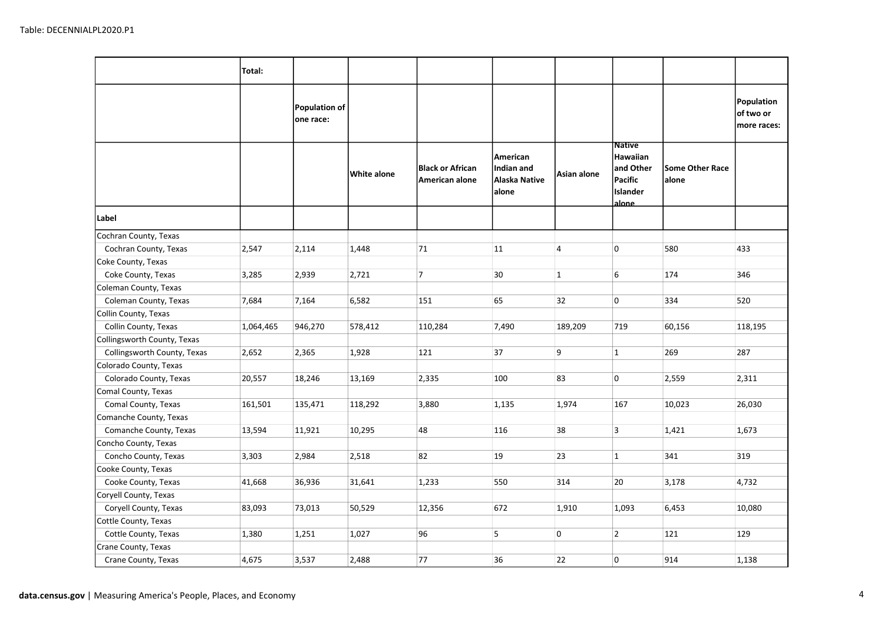Table: DECENNIALPL2020.P1

| | Total: | | | | | | | | |
|---|---|---|---|---|---|---|---|---|---|
| | | Population of one race: | | | | | | | Population of two or more races: |
| | | | White alone | Black or African American alone | American Indian and Alaska Native alone | Asian alone | Native Hawaiian and Other Pacific Islander alone | Some Other Race alone | |
| **Label** | | | | | | | | | |
| Cochran County, Texas | | | | | | | | | |
| Cochran County, Texas | 2,547 | 2,114 | 1,448 | 71 | 11 | 4 | 0 | 580 | 433 |
| Coke County, Texas | | | | | | | | | |
| Coke County, Texas | 3,285 | 2,939 | 2,721 | 7 | 30 | 1 | 6 | 174 | 346 |
| Coleman County, Texas | | | | | | | | | |
| Coleman County, Texas | 7,684 | 7,164 | 6,582 | 151 | 65 | 32 | 0 | 334 | 520 |
| Collin County, Texas | | | | | | | | | |
| Collin County, Texas | 1,064,465 | 946,270 | 578,412 | 110,284 | 7,490 | 189,209 | 719 | 60,156 | 118,195 |
| Collingsworth County, Texas | | | | | | | | | |
| Collingsworth County, Texas | 2,652 | 2,365 | 1,928 | 121 | 37 | 9 | 1 | 269 | 287 |
| Colorado County, Texas | | | | | | | | | |
| Colorado County, Texas | 20,557 | 18,246 | 13,169 | 2,335 | 100 | 83 | 0 | 2,559 | 2,311 |
| Comal County, Texas | | | | | | | | | |
| Comal County, Texas | 161,501 | 135,471 | 118,292 | 3,880 | 1,135 | 1,974 | 167 | 10,023 | 26,030 |
| Comanche County, Texas | | | | | | | | | |
| Comanche County, Texas | 13,594 | 11,921 | 10,295 | 48 | 116 | 38 | 3 | 1,421 | 1,673 |
| Concho County, Texas | | | | | | | | | |
| Concho County, Texas | 3,303 | 2,984 | 2,518 | 82 | 19 | 23 | 1 | 341 | 319 |
| Cooke County, Texas | | | | | | | | | |
| Cooke County, Texas | 41,668 | 36,936 | 31,641 | 1,233 | 550 | 314 | 20 | 3,178 | 4,732 |
| Coryell County, Texas | | | | | | | | | |
| Coryell County, Texas | 83,093 | 73,013 | 50,529 | 12,356 | 672 | 1,910 | 1,093 | 6,453 | 10,080 |
| Cottle County, Texas | | | | | | | | | |
| Cottle County, Texas | 1,380 | 1,251 | 1,027 | 96 | 5 | 0 | 2 | 121 | 129 |
| Crane County, Texas | | | | | | | | | |
| Crane County, Texas | 4,675 | 3,537 | 2,488 | 77 | 36 | 22 | 0 | 914 | 1,138 |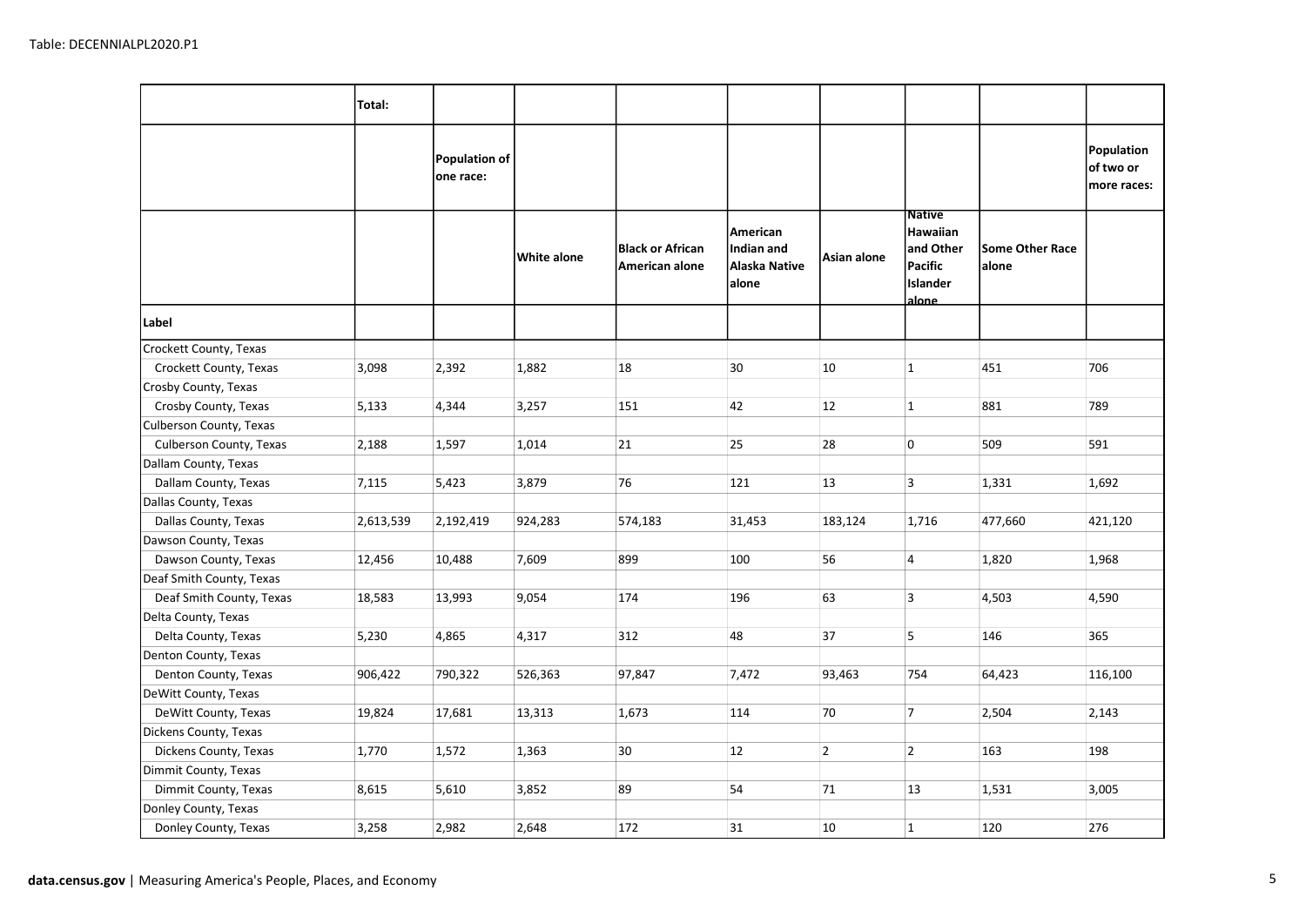Table: DECENNIALPL2020.P1

| | Total: | | | | | | | | |
|---|---|---|---|---|---|---|---|---|---|
| | | Population of one race: | | | | | | | Population of two or more races: |
| | | | White alone | Black or African American alone | American Indian and Alaska Native alone | Asian alone | Native Hawaiian and Other Pacific Islander alone | Some Other Race alone | |
| **Label** | | | | | | | | | |
| Crockett County, Texas | | | | | | | | | |
| Crockett County, Texas | 3,098 | 2,392 | 1,882 | 18 | 30 | 10 | 1 | 451 | 706 |
| Crosby County, Texas | | | | | | | | | |
| Crosby County, Texas | 5,133 | 4,344 | 3,257 | 151 | 42 | 12 | 1 | 881 | 789 |
| Culberson County, Texas | | | | | | | | | |
| Culberson County, Texas | 2,188 | 1,597 | 1,014 | 21 | 25 | 28 | 0 | 509 | 591 |
| Dallam County, Texas | | | | | | | | | |
| Dallam County, Texas | 7,115 | 5,423 | 3,879 | 76 | 121 | 13 | 3 | 1,331 | 1,692 |
| Dallas County, Texas | | | | | | | | | |
| Dallas County, Texas | 2,613,539 | 2,192,419 | 924,283 | 574,183 | 31,453 | 183,124 | 1,716 | 477,660 | 421,120 |
| Dawson County, Texas | | | | | | | | | |
| Dawson County, Texas | 12,456 | 10,488 | 7,609 | 899 | 100 | 56 | 4 | 1,820 | 1,968 |
| Deaf Smith County, Texas | | | | | | | | | |
| Deaf Smith County, Texas | 18,583 | 13,993 | 9,054 | 174 | 196 | 63 | 3 | 4,503 | 4,590 |
| Delta County, Texas | | | | | | | | | |
| Delta County, Texas | 5,230 | 4,865 | 4,317 | 312 | 48 | 37 | 5 | 146 | 365 |
| Denton County, Texas | | | | | | | | | |
| Denton County, Texas | 906,422 | 790,322 | 526,363 | 97,847 | 7,472 | 93,463 | 754 | 64,423 | 116,100 |
| DeWitt County, Texas | | | | | | | | | |
| DeWitt County, Texas | 19,824 | 17,681 | 13,313 | 1,673 | 114 | 70 | 7 | 2,504 | 2,143 |
| Dickens County, Texas | | | | | | | | | |
| Dickens County, Texas | 1,770 | 1,572 | 1,363 | 30 | 12 | 2 | 2 | 163 | 198 |
| Dimmit County, Texas | | | | | | | | | |
| Dimmit County, Texas | 8,615 | 5,610 | 3,852 | 89 | 54 | 71 | 13 | 1,531 | 3,005 |
| Donley County, Texas | | | | | | | | | |
| Donley County, Texas | 3,258 | 2,982 | 2,648 | 172 | 31 | 10 | 1 | 120 | 276 |

**data.census.gov** | Measuring America's People, Places, and Economy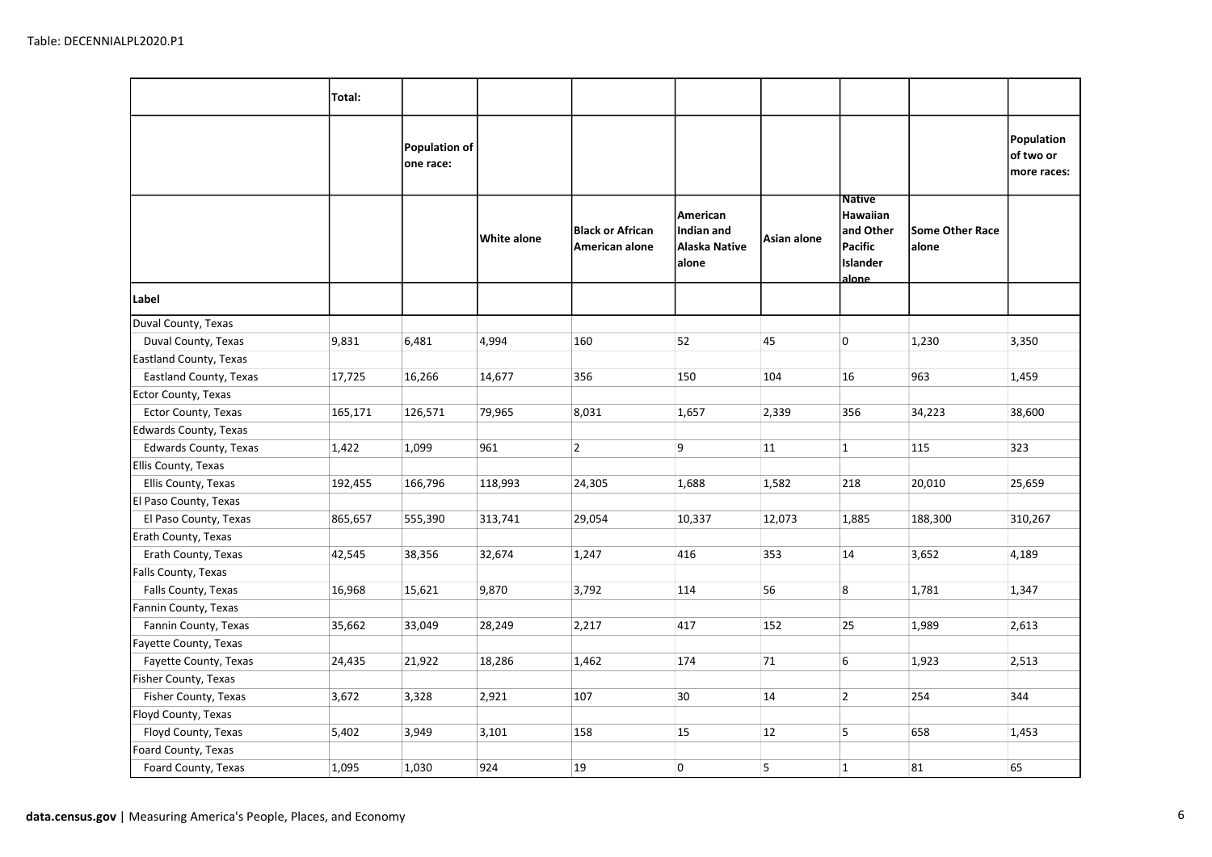Table: DECENNIALPL2020.P1

| | Total: | | | | | | | | |
|---|---|---|---|---|---|---|---|---|---|
| | | Population of one race: | | | | | | | Population of two or more races: |
| | | | White alone | Black or African American alone | American Indian and Alaska Native alone | Asian alone | Native Hawaiian and Other Pacific Islander alone | Some Other Race alone | |
| Label | | | | | | | | | |
| Duval County, Texas | | | | | | | | | |
| Duval County, Texas | 9,831 | 6,481 | 4,994 | 160 | 52 | 45 | 0 | 1,230 | 3,350 |
| Eastland County, Texas | | | | | | | | | |
| Eastland County, Texas | 17,725 | 16,266 | 14,677 | 356 | 150 | 104 | 16 | 963 | 1,459 |
| Ector County, Texas | | | | | | | | | |
| Ector County, Texas | 165,171 | 126,571 | 79,965 | 8,031 | 1,657 | 2,339 | 356 | 34,223 | 38,600 |
| Edwards County, Texas | | | | | | | | | |
| Edwards County, Texas | 1,422 | 1,099 | 961 | 2 | 9 | 11 | 1 | 115 | 323 |
| Ellis County, Texas | | | | | | | | | |
| Ellis County, Texas | 192,455 | 166,796 | 118,993 | 24,305 | 1,688 | 1,582 | 218 | 20,010 | 25,659 |
| El Paso County, Texas | | | | | | | | | |
| El Paso County, Texas | 865,657 | 555,390 | 313,741 | 29,054 | 10,337 | 12,073 | 1,885 | 188,300 | 310,267 |
| Erath County, Texas | | | | | | | | | |
| Erath County, Texas | 42,545 | 38,356 | 32,674 | 1,247 | 416 | 353 | 14 | 3,652 | 4,189 |
| Falls County, Texas | | | | | | | | | |
| Falls County, Texas | 16,968 | 15,621 | 9,870 | 3,792 | 114 | 56 | 8 | 1,781 | 1,347 |
| Fannin County, Texas | | | | | | | | | |
| Fannin County, Texas | 35,662 | 33,049 | 28,249 | 2,217 | 417 | 152 | 25 | 1,989 | 2,613 |
| Fayette County, Texas | | | | | | | | | |
| Fayette County, Texas | 24,435 | 21,922 | 18,286 | 1,462 | 174 | 71 | 6 | 1,923 | 2,513 |
| Fisher County, Texas | | | | | | | | | |
| Fisher County, Texas | 3,672 | 3,328 | 2,921 | 107 | 30 | 14 | 2 | 254 | 344 |
| Floyd County, Texas | | | | | | | | | |
| Floyd County, Texas | 5,402 | 3,949 | 3,101 | 158 | 15 | 12 | 5 | 658 | 1,453 |
| Foard County, Texas | | | | | | | | | |
| Foard County, Texas | 1,095 | 1,030 | 924 | 19 | 0 | 5 | 1 | 81 | 65 |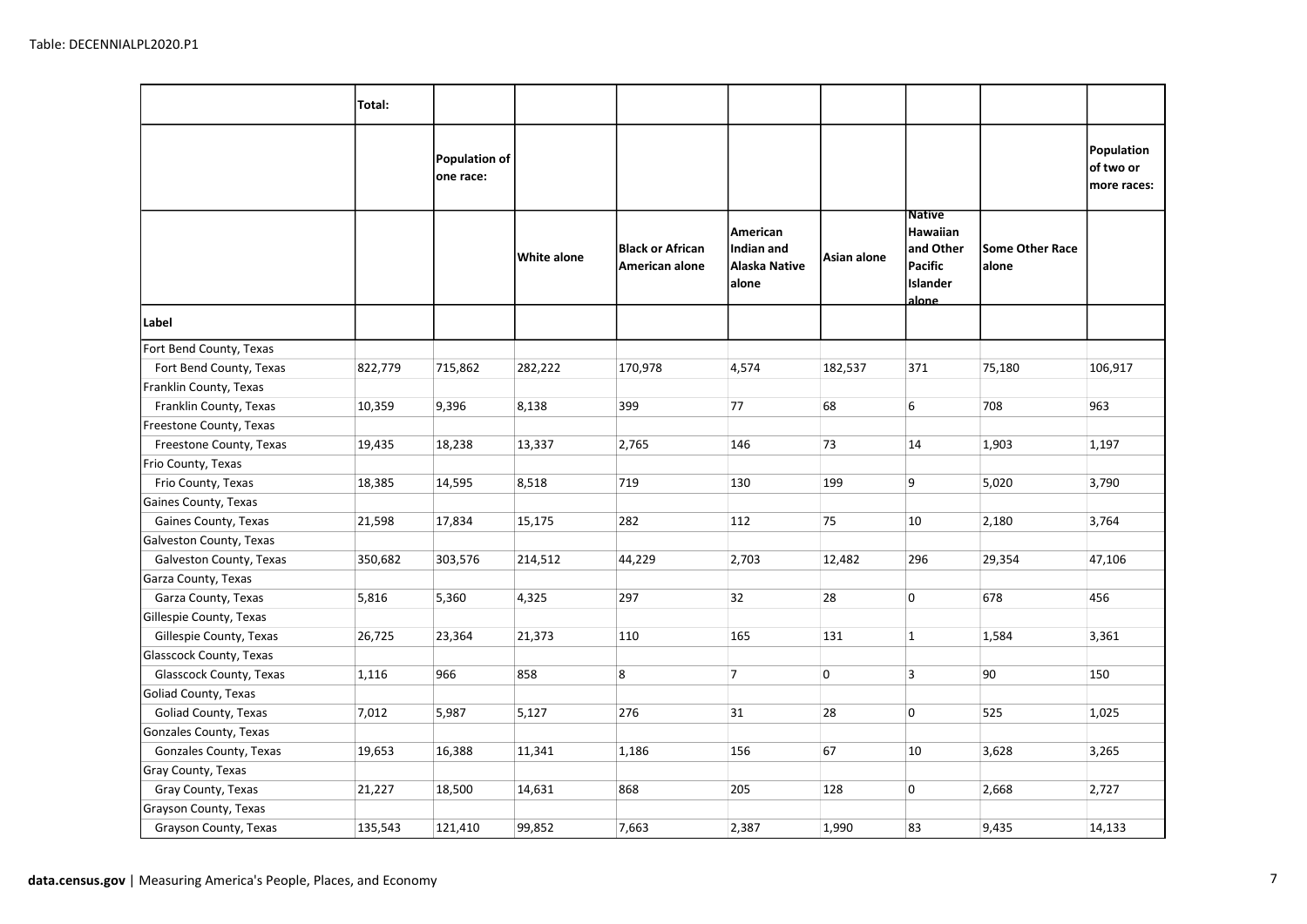Table: DECENNIALPL2020.P1

| | Total: | | | | | | | | |
|---|---|---|---|---|---|---|---|---|---|
| | | Population of one race: | | | | | | | Population of two or more races: |
| | | | White alone | Black or African American alone | American Indian and Alaska Native alone | Asian alone | Native Hawaiian and Other Pacific Islander alone | Some Other Race alone | |
| **Label** | | | | | | | | | |
| Fort Bend County, Texas | | | | | | | | | |
| Fort Bend County, Texas | 822,779 | 715,862 | 282,222 | 170,978 | 4,574 | 182,537 | 371 | 75,180 | 106,917 |
| Franklin County, Texas | | | | | | | | | |
| Franklin County, Texas | 10,359 | 9,396 | 8,138 | 399 | 77 | 68 | 6 | 708 | 963 |
| Freestone County, Texas | | | | | | | | | |
| Freestone County, Texas | 19,435 | 18,238 | 13,337 | 2,765 | 146 | 73 | 14 | 1,903 | 1,197 |
| Frio County, Texas | | | | | | | | | |
| Frio County, Texas | 18,385 | 14,595 | 8,518 | 719 | 130 | 199 | 9 | 5,020 | 3,790 |
| Gaines County, Texas | | | | | | | | | |
| Gaines County, Texas | 21,598 | 17,834 | 15,175 | 282 | 112 | 75 | 10 | 2,180 | 3,764 |
| Galveston County, Texas | | | | | | | | | |
| Galveston County, Texas | 350,682 | 303,576 | 214,512 | 44,229 | 2,703 | 12,482 | 296 | 29,354 | 47,106 |
| Garza County, Texas | | | | | | | | | |
| Garza County, Texas | 5,816 | 5,360 | 4,325 | 297 | 32 | 28 | 0 | 678 | 456 |
| Gillespie County, Texas | | | | | | | | | |
| Gillespie County, Texas | 26,725 | 23,364 | 21,373 | 110 | 165 | 131 | 1 | 1,584 | 3,361 |
| Glasscock County, Texas | | | | | | | | | |
| Glasscock County, Texas | 1,116 | 966 | 858 | 8 | 7 | 0 | 3 | 90 | 150 |
| Goliad County, Texas | | | | | | | | | |
| Goliad County, Texas | 7,012 | 5,987 | 5,127 | 276 | 31 | 28 | 0 | 525 | 1,025 |
| Gonzales County, Texas | | | | | | | | | |
| Gonzales County, Texas | 19,653 | 16,388 | 11,341 | 1,186 | 156 | 67 | 10 | 3,628 | 3,265 |
| Gray County, Texas | | | | | | | | | |
| Gray County, Texas | 21,227 | 18,500 | 14,631 | 868 | 205 | 128 | 0 | 2,668 | 2,727 |
| Grayson County, Texas | | | | | | | | | |
| Grayson County, Texas | 135,543 | 121,410 | 99,852 | 7,663 | 2,387 | 1,990 | 83 | 9,435 | 14,133 |

**data.census.gov** | Measuring America's People, Places, and Economy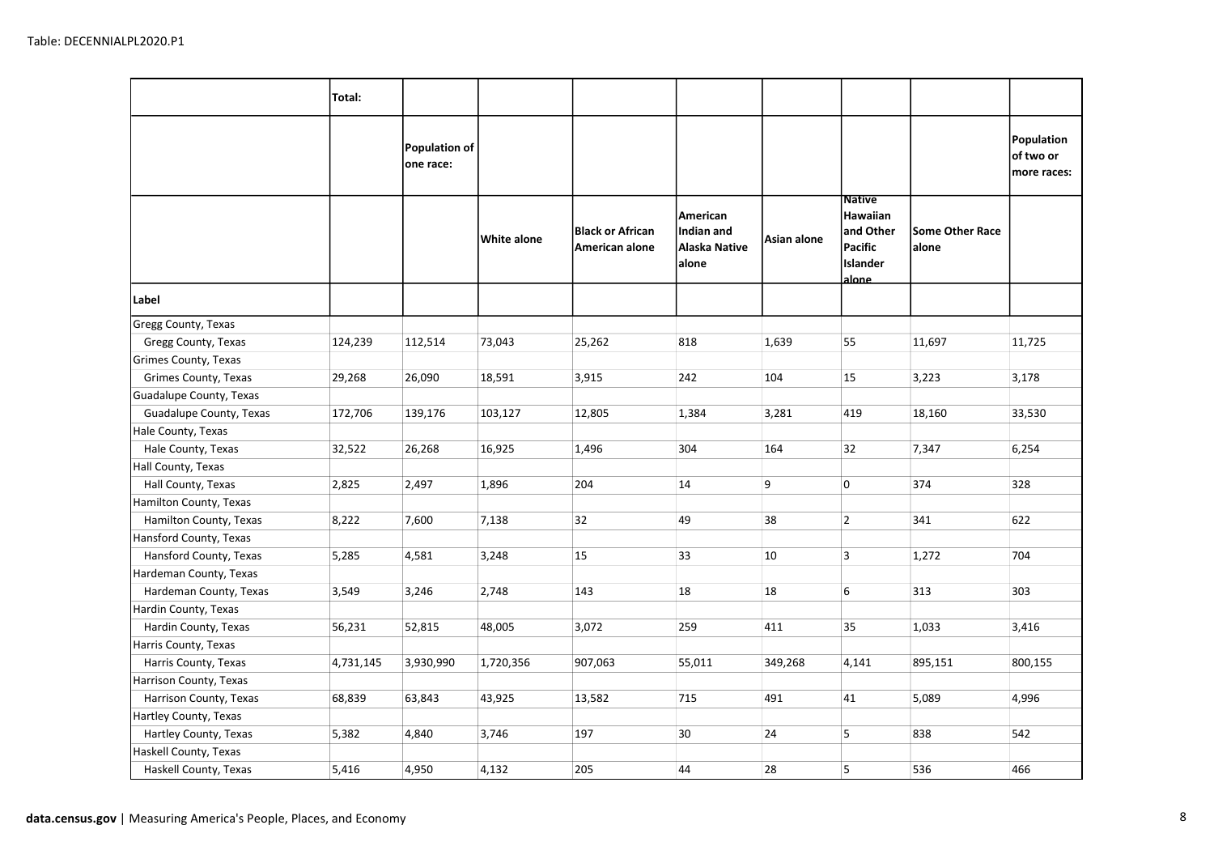Table: DECENNIALPL2020.P1

| | Total: | | | | | | | | |
|---|---|---|---|---|---|---|---|---|---|
| | | Population of one race: | | | | | | | Population of two or more races: |
| | | | White alone | Black or African American alone | American Indian and Alaska Native alone | Asian alone | Native Hawaiian and Other Pacific Islander alone | Some Other Race alone | |
| **Label** | | | | | | | | | |
| Gregg County, Texas | | | | | | | | | |
| Gregg County, Texas | 124,239 | 112,514 | 73,043 | 25,262 | 818 | 1,639 | 55 | 11,697 | 11,725 |
| Grimes County, Texas | | | | | | | | | |
| Grimes County, Texas | 29,268 | 26,090 | 18,591 | 3,915 | 242 | 104 | 15 | 3,223 | 3,178 |
| Guadalupe County, Texas | | | | | | | | | |
| Guadalupe County, Texas | 172,706 | 139,176 | 103,127 | 12,805 | 1,384 | 3,281 | 419 | 18,160 | 33,530 |
| Hale County, Texas | | | | | | | | | |
| Hale County, Texas | 32,522 | 26,268 | 16,925 | 1,496 | 304 | 164 | 32 | 7,347 | 6,254 |
| Hall County, Texas | | | | | | | | | |
| Hall County, Texas | 2,825 | 2,497 | 1,896 | 204 | 14 | 9 | 0 | 374 | 328 |
| Hamilton County, Texas | | | | | | | | | |
| Hamilton County, Texas | 8,222 | 7,600 | 7,138 | 32 | 49 | 38 | 2 | 341 | 622 |
| Hansford County, Texas | | | | | | | | | |
| Hansford County, Texas | 5,285 | 4,581 | 3,248 | 15 | 33 | 10 | 3 | 1,272 | 704 |
| Hardeman County, Texas | | | | | | | | | |
| Hardeman County, Texas | 3,549 | 3,246 | 2,748 | 143 | 18 | 18 | 6 | 313 | 303 |
| Hardin County, Texas | | | | | | | | | |
| Hardin County, Texas | 56,231 | 52,815 | 48,005 | 3,072 | 259 | 411 | 35 | 1,033 | 3,416 |
| Harris County, Texas | | | | | | | | | |
| Harris County, Texas | 4,731,145 | 3,930,990 | 1,720,356 | 907,063 | 55,011 | 349,268 | 4,141 | 895,151 | 800,155 |
| Harrison County, Texas | | | | | | | | | |
| Harrison County, Texas | 68,839 | 63,843 | 43,925 | 13,582 | 715 | 491 | 41 | 5,089 | 4,996 |
| Hartley County, Texas | | | | | | | | | |
| Hartley County, Texas | 5,382 | 4,840 | 3,746 | 197 | 30 | 24 | 5 | 838 | 542 |
| Haskell County, Texas | | | | | | | | | |
| Haskell County, Texas | 5,416 | 4,950 | 4,132 | 205 | 44 | 28 | 5 | 536 | 466 |

**data.census.gov** | Measuring America's People, Places, and Economy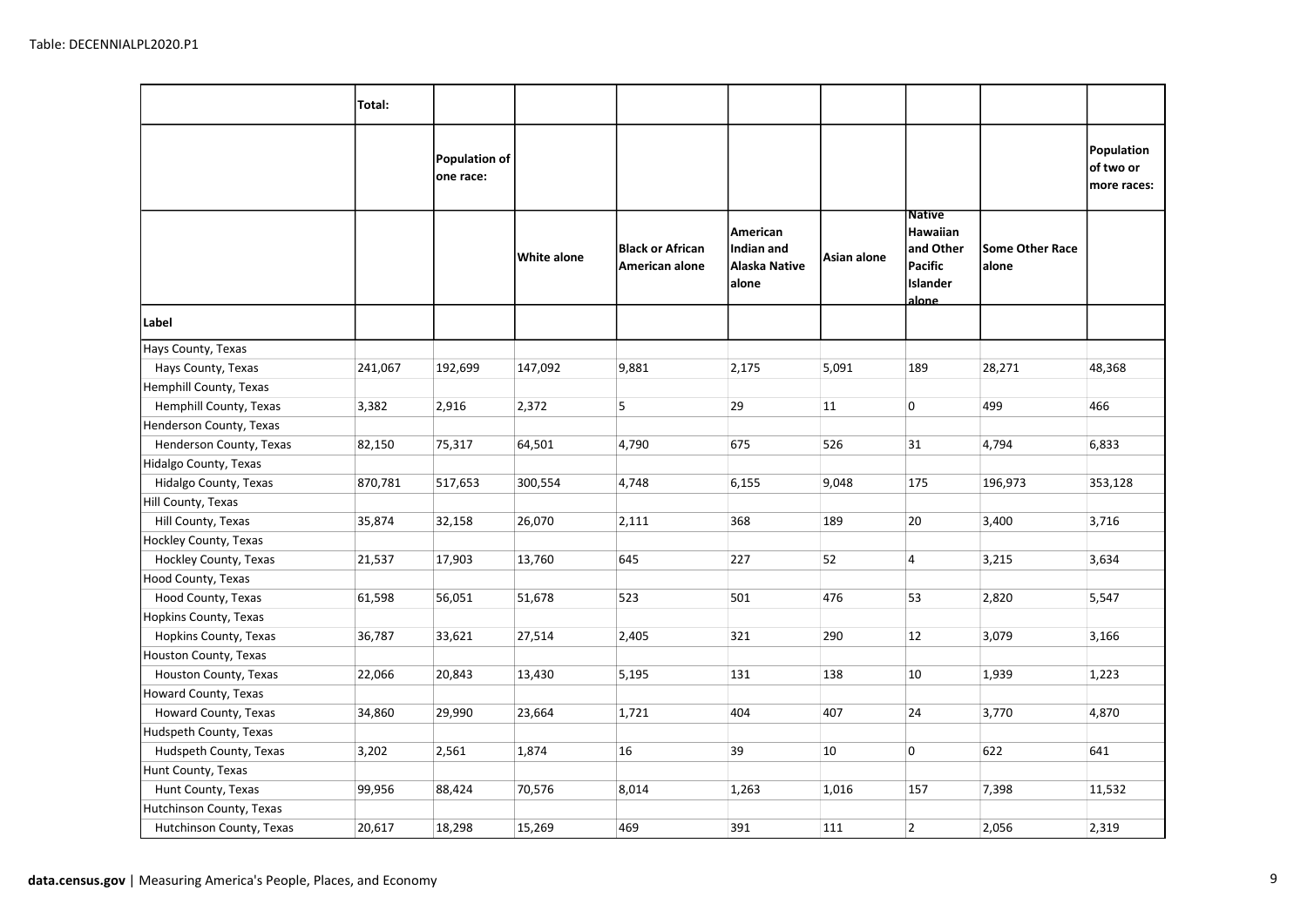Table: DECENNIALPL2020.P1

| | Total: | | | | | | | | |
|---|---|---|---|---|---|---|---|---|---|
| | | Population of one race: | | | | | | | Population of two or more races: |
| | | | White alone | Black or African American alone | American Indian and Alaska Native alone | Asian alone | Native Hawaiian and Other Pacific Islander alone | Some Other Race alone | |
| Label | | | | | | | | | |
| Hays County, Texas | | | | | | | | | |
| Hays County, Texas | 241,067 | 192,699 | 147,092 | 9,881 | 2,175 | 5,091 | 189 | 28,271 | 48,368 |
| Hemphill County, Texas | | | | | | | | | |
| Hemphill County, Texas | 3,382 | 2,916 | 2,372 | 5 | 29 | 11 | 0 | 499 | 466 |
| Henderson County, Texas | | | | | | | | | |
| Henderson County, Texas | 82,150 | 75,317 | 64,501 | 4,790 | 675 | 526 | 31 | 4,794 | 6,833 |
| Hidalgo County, Texas | | | | | | | | | |
| Hidalgo County, Texas | 870,781 | 517,653 | 300,554 | 4,748 | 6,155 | 9,048 | 175 | 196,973 | 353,128 |
| Hill County, Texas | | | | | | | | | |
| Hill County, Texas | 35,874 | 32,158 | 26,070 | 2,111 | 368 | 189 | 20 | 3,400 | 3,716 |
| Hockley County, Texas | | | | | | | | | |
| Hockley County, Texas | 21,537 | 17,903 | 13,760 | 645 | 227 | 52 | 4 | 3,215 | 3,634 |
| Hood County, Texas | | | | | | | | | |
| Hood County, Texas | 61,598 | 56,051 | 51,678 | 523 | 501 | 476 | 53 | 2,820 | 5,547 |
| Hopkins County, Texas | | | | | | | | | |
| Hopkins County, Texas | 36,787 | 33,621 | 27,514 | 2,405 | 321 | 290 | 12 | 3,079 | 3,166 |
| Houston County, Texas | | | | | | | | | |
| Houston County, Texas | 22,066 | 20,843 | 13,430 | 5,195 | 131 | 138 | 10 | 1,939 | 1,223 |
| Howard County, Texas | | | | | | | | | |
| Howard County, Texas | 34,860 | 29,990 | 23,664 | 1,721 | 404 | 407 | 24 | 3,770 | 4,870 |
| Hudspeth County, Texas | | | | | | | | | |
| Hudspeth County, Texas | 3,202 | 2,561 | 1,874 | 16 | 39 | 10 | 0 | 622 | 641 |
| Hunt County, Texas | | | | | | | | | |
| Hunt County, Texas | 99,956 | 88,424 | 70,576 | 8,014 | 1,263 | 1,016 | 157 | 7,398 | 11,532 |
| Hutchinson County, Texas | | | | | | | | | |
| Hutchinson County, Texas | 20,617 | 18,298 | 15,269 | 469 | 391 | 111 | 2 | 2,056 | 2,319 |

**data.census.gov** | Measuring America's People, Places, and Economy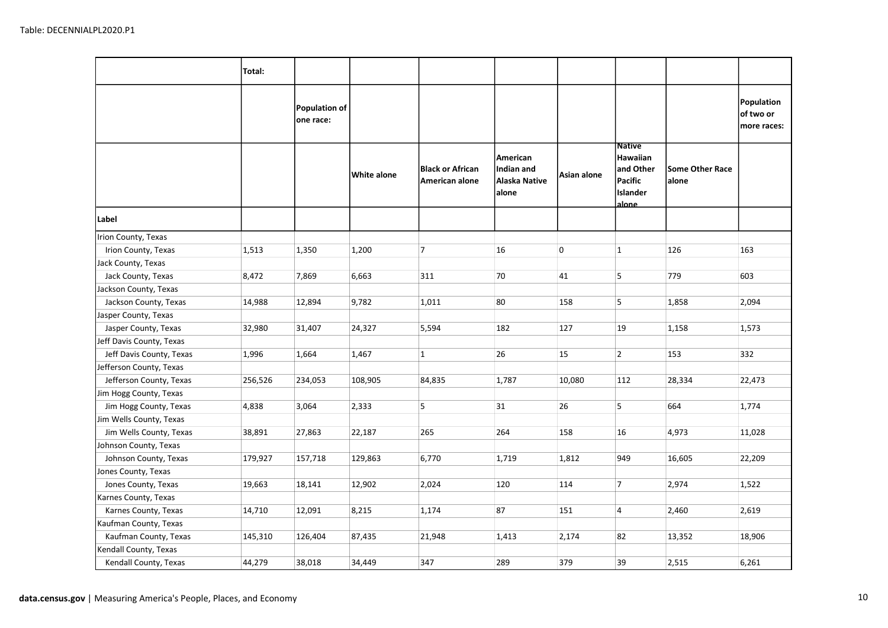Table: DECENNIALPL2020.P1

| | Total: | | | | | | | | |
|---|---|---|---|---|---|---|---|---|---|
| | | Population of one race: | | | | | | | Population of two or more races: |
| | | | White alone | Black or African American alone | American Indian and Alaska Native alone | Asian alone | Native Hawaiian and Other Pacific Islander alone | Some Other Race alone | |
| **Label** | | | | | | | | | |
| Irion County, Texas | | | | | | | | | |
| Irion County, Texas | 1,513 | 1,350 | 1,200 | 7 | 16 | 0 | 1 | 126 | 163 |
| Jack County, Texas | | | | | | | | | |
| Jack County, Texas | 8,472 | 7,869 | 6,663 | 311 | 70 | 41 | 5 | 779 | 603 |
| Jackson County, Texas | | | | | | | | | |
| Jackson County, Texas | 14,988 | 12,894 | 9,782 | 1,011 | 80 | 158 | 5 | 1,858 | 2,094 |
| Jasper County, Texas | | | | | | | | | |
| Jasper County, Texas | 32,980 | 31,407 | 24,327 | 5,594 | 182 | 127 | 19 | 1,158 | 1,573 |
| Jeff Davis County, Texas | | | | | | | | | |
| Jeff Davis County, Texas | 1,996 | 1,664 | 1,467 | 1 | 26 | 15 | 2 | 153 | 332 |
| Jefferson County, Texas | | | | | | | | | |
| Jefferson County, Texas | 256,526 | 234,053 | 108,905 | 84,835 | 1,787 | 10,080 | 112 | 28,334 | 22,473 |
| Jim Hogg County, Texas | | | | | | | | | |
| Jim Hogg County, Texas | 4,838 | 3,064 | 2,333 | 5 | 31 | 26 | 5 | 664 | 1,774 |
| Jim Wells County, Texas | | | | | | | | | |
| Jim Wells County, Texas | 38,891 | 27,863 | 22,187 | 265 | 264 | 158 | 16 | 4,973 | 11,028 |
| Johnson County, Texas | | | | | | | | | |
| Johnson County, Texas | 179,927 | 157,718 | 129,863 | 6,770 | 1,719 | 1,812 | 949 | 16,605 | 22,209 |
| Jones County, Texas | | | | | | | | | |
| Jones County, Texas | 19,663 | 18,141 | 12,902 | 2,024 | 120 | 114 | 7 | 2,974 | 1,522 |
| Karnes County, Texas | | | | | | | | | |
| Karnes County, Texas | 14,710 | 12,091 | 8,215 | 1,174 | 87 | 151 | 4 | 2,460 | 2,619 |
| Kaufman County, Texas | | | | | | | | | |
| Kaufman County, Texas | 145,310 | 126,404 | 87,435 | 21,948 | 1,413 | 2,174 | 82 | 13,352 | 18,906 |
| Kendall County, Texas | | | | | | | | | |
| Kendall County, Texas | 44,279 | 38,018 | 34,449 | 347 | 289 | 379 | 39 | 2,515 | 6,261 |

**data.census.gov** | Measuring America's People, Places, and Economy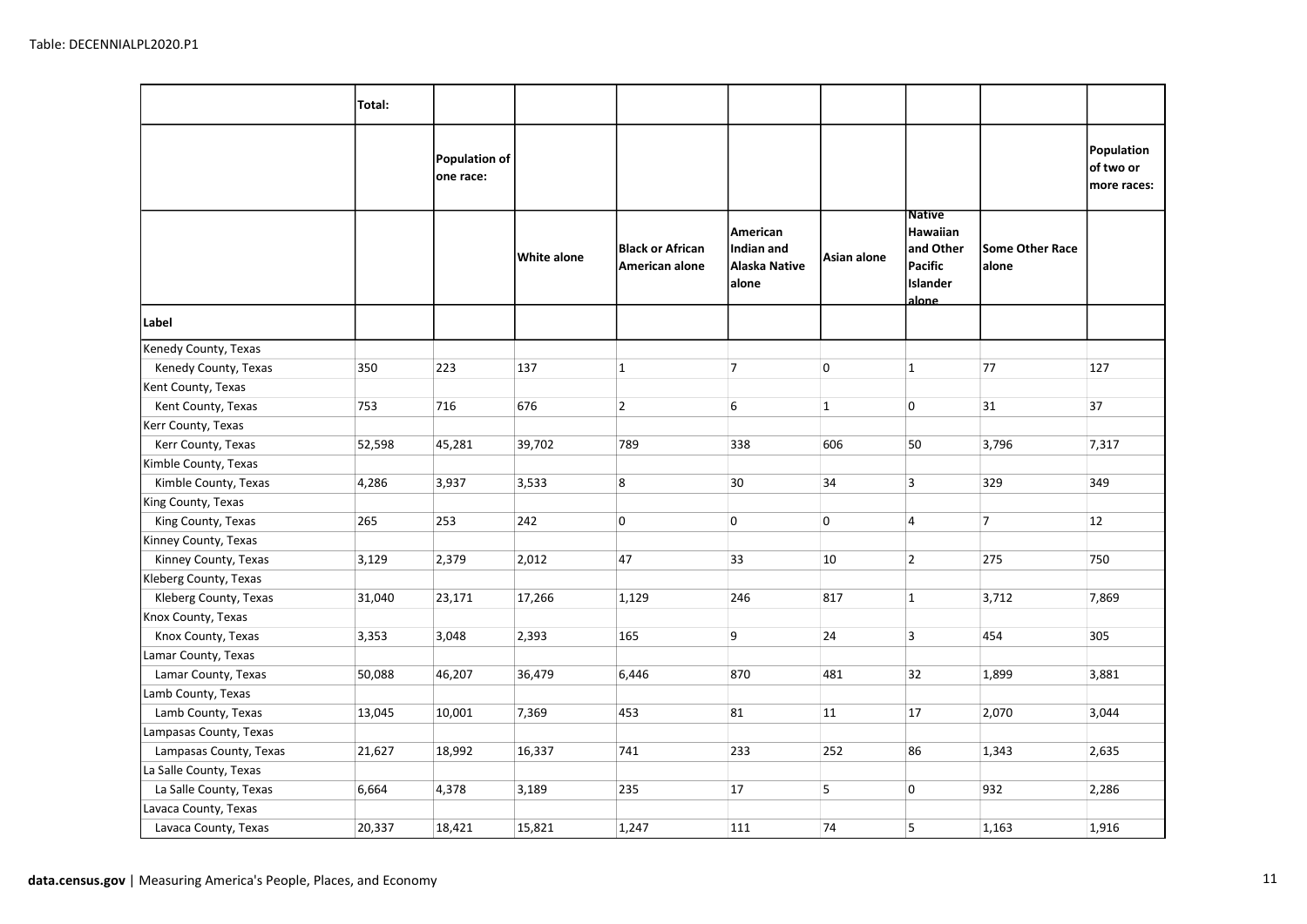Table: DECENNIALPL2020.P1

| | Total: | | | | | | | | |
|---|---|---|---|---|---|---|---|---|---|
| | | Population of one race: | | | | | | | Population of two or more races: |
| | | | White alone | Black or African American alone | American Indian and Alaska Native alone | Asian alone | Native Hawaiian and Other Pacific Islander alone | Some Other Race alone | |
| **Label** | | | | | | | | | |
| Kenedy County, Texas | | | | | | | | | |
| Kenedy County, Texas | 350 | 223 | 137 | 1 | 7 | 0 | 1 | 77 | 127 |
| Kent County, Texas | | | | | | | | | |
| Kent County, Texas | 753 | 716 | 676 | 2 | 6 | 1 | 0 | 31 | 37 |
| Kerr County, Texas | | | | | | | | | |
| Kerr County, Texas | 52,598 | 45,281 | 39,702 | 789 | 338 | 606 | 50 | 3,796 | 7,317 |
| Kimble County, Texas | | | | | | | | | |
| Kimble County, Texas | 4,286 | 3,937 | 3,533 | 8 | 30 | 34 | 3 | 329 | 349 |
| King County, Texas | | | | | | | | | |
| King County, Texas | 265 | 253 | 242 | 0 | 0 | 0 | 4 | 7 | 12 |
| Kinney County, Texas | | | | | | | | | |
| Kinney County, Texas | 3,129 | 2,379 | 2,012 | 47 | 33 | 10 | 2 | 275 | 750 |
| Kleberg County, Texas | | | | | | | | | |
| Kleberg County, Texas | 31,040 | 23,171 | 17,266 | 1,129 | 246 | 817 | 1 | 3,712 | 7,869 |
| Knox County, Texas | | | | | | | | | |
| Knox County, Texas | 3,353 | 3,048 | 2,393 | 165 | 9 | 24 | 3 | 454 | 305 |
| Lamar County, Texas | | | | | | | | | |
| Lamar County, Texas | 50,088 | 46,207 | 36,479 | 6,446 | 870 | 481 | 32 | 1,899 | 3,881 |
| Lamb County, Texas | | | | | | | | | |
| Lamb County, Texas | 13,045 | 10,001 | 7,369 | 453 | 81 | 11 | 17 | 2,070 | 3,044 |
| Lampasas County, Texas | | | | | | | | | |
| Lampasas County, Texas | 21,627 | 18,992 | 16,337 | 741 | 233 | 252 | 86 | 1,343 | 2,635 |
| La Salle County, Texas | | | | | | | | | |
| La Salle County, Texas | 6,664 | 4,378 | 3,189 | 235 | 17 | 5 | 0 | 932 | 2,286 |
| Lavaca County, Texas | | | | | | | | | |
| Lavaca County, Texas | 20,337 | 18,421 | 15,821 | 1,247 | 111 | 74 | 5 | 1,163 | 1,916 |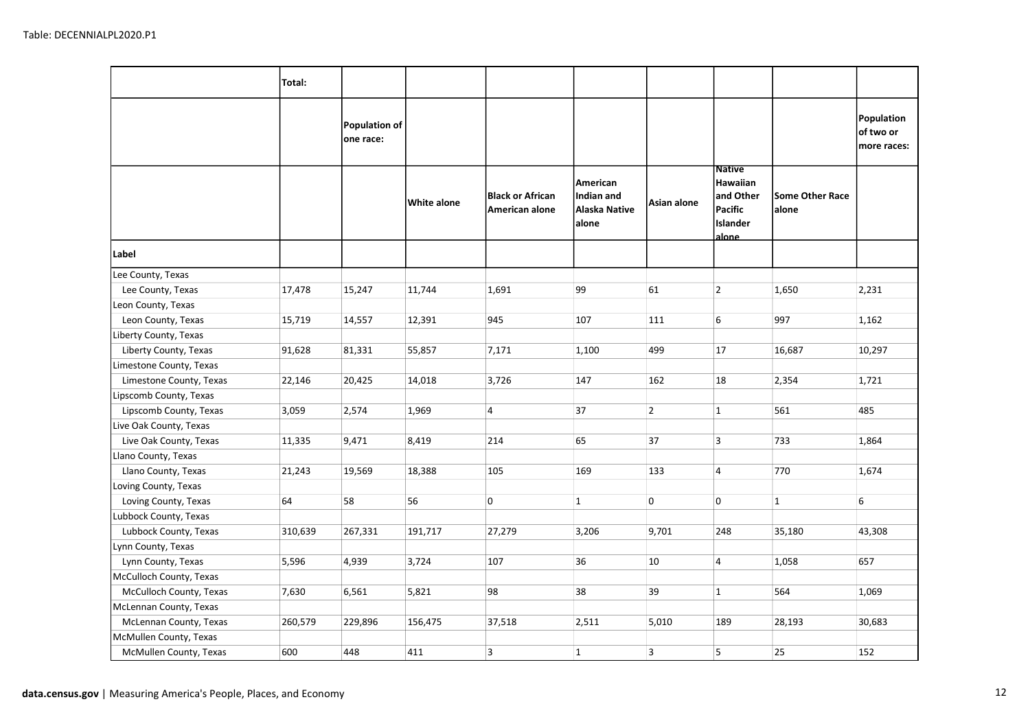Table: DECENNIALPL2020.P1

| | Total: | | | | | | | | |
|---|---|---|---|---|---|---|---|---|---|
| | | Population of one race: | | | | | | | Population of two or more races: |
| | | | White alone | Black or African American alone | American Indian and Alaska Native alone | Asian alone | Native Hawaiian and Other Pacific Islander alone | Some Other Race alone | |
| **Label** | | | | | | | | | |
| Lee County, Texas | | | | | | | | | |
| Lee County, Texas | 17,478 | 15,247 | 11,744 | 1,691 | 99 | 61 | 2 | 1,650 | 2,231 |
| Leon County, Texas | | | | | | | | | |
| Leon County, Texas | 15,719 | 14,557 | 12,391 | 945 | 107 | 111 | 6 | 997 | 1,162 |
| Liberty County, Texas | | | | | | | | | |
| Liberty County, Texas | 91,628 | 81,331 | 55,857 | 7,171 | 1,100 | 499 | 17 | 16,687 | 10,297 |
| Limestone County, Texas | | | | | | | | | |
| Limestone County, Texas | 22,146 | 20,425 | 14,018 | 3,726 | 147 | 162 | 18 | 2,354 | 1,721 |
| Lipscomb County, Texas | | | | | | | | | |
| Lipscomb County, Texas | 3,059 | 2,574 | 1,969 | 4 | 37 | 2 | 1 | 561 | 485 |
| Live Oak County, Texas | | | | | | | | | |
| Live Oak County, Texas | 11,335 | 9,471 | 8,419 | 214 | 65 | 37 | 3 | 733 | 1,864 |
| Llano County, Texas | | | | | | | | | |
| Llano County, Texas | 21,243 | 19,569 | 18,388 | 105 | 169 | 133 | 4 | 770 | 1,674 |
| Loving County, Texas | | | | | | | | | |
| Loving County, Texas | 64 | 58 | 56 | 0 | 1 | 0 | 0 | 1 | 6 |
| Lubbock County, Texas | | | | | | | | | |
| Lubbock County, Texas | 310,639 | 267,331 | 191,717 | 27,279 | 3,206 | 9,701 | 248 | 35,180 | 43,308 |
| Lynn County, Texas | | | | | | | | | |
| Lynn County, Texas | 5,596 | 4,939 | 3,724 | 107 | 36 | 10 | 4 | 1,058 | 657 |
| McCulloch County, Texas | | | | | | | | | |
| McCulloch County, Texas | 7,630 | 6,561 | 5,821 | 98 | 38 | 39 | 1 | 564 | 1,069 |
| McLennan County, Texas | | | | | | | | | |
| McLennan County, Texas | 260,579 | 229,896 | 156,475 | 37,518 | 2,511 | 5,010 | 189 | 28,193 | 30,683 |
| McMullen County, Texas | | | | | | | | | |
| McMullen County, Texas | 600 | 448 | 411 | 3 | 1 | 3 | 5 | 25 | 152 |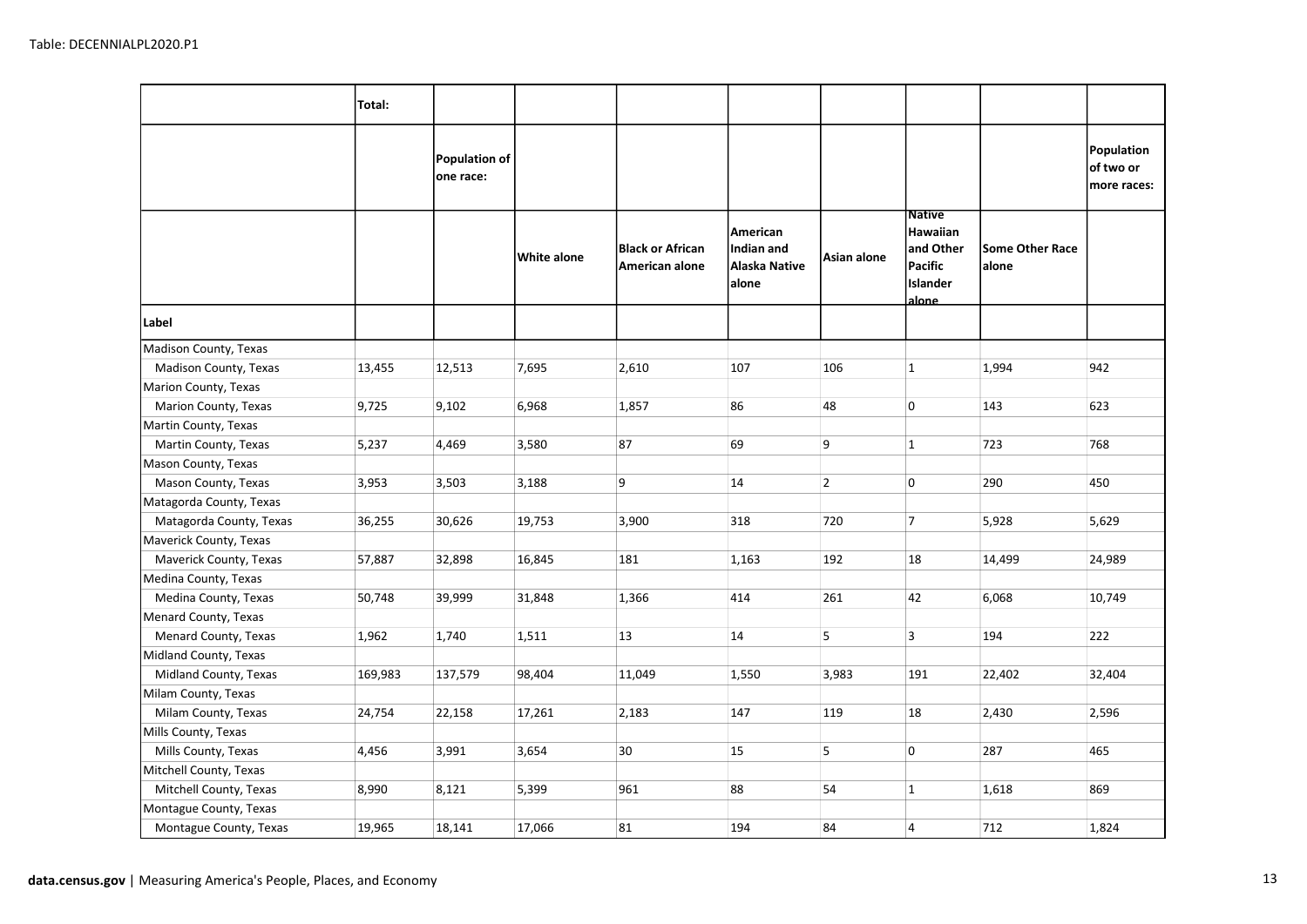Table: DECENNIALPL2020.P1

| | Total: | | | | | | | | |
|---|---|---|---|---|---|---|---|---|---|
| | | Population of one race: | | | | | | | Population of two or more races: |
| | | | White alone | Black or African American alone | American Indian and Alaska Native alone | Asian alone | Native Hawaiian and Other Pacific Islander alone | Some Other Race alone | |
| **Label** | | | | | | | | | |
| Madison County, Texas | | | | | | | | | |
| Madison County, Texas | 13,455 | 12,513 | 7,695 | 2,610 | 107 | 106 | 1 | 1,994 | 942 |
| Marion County, Texas | | | | | | | | | |
| Marion County, Texas | 9,725 | 9,102 | 6,968 | 1,857 | 86 | 48 | 0 | 143 | 623 |
| Martin County, Texas | | | | | | | | | |
| Martin County, Texas | 5,237 | 4,469 | 3,580 | 87 | 69 | 9 | 1 | 723 | 768 |
| Mason County, Texas | | | | | | | | | |
| Mason County, Texas | 3,953 | 3,503 | 3,188 | 9 | 14 | 2 | 0 | 290 | 450 |
| Matagorda County, Texas | | | | | | | | | |
| Matagorda County, Texas | 36,255 | 30,626 | 19,753 | 3,900 | 318 | 720 | 7 | 5,928 | 5,629 |
| Maverick County, Texas | | | | | | | | | |
| Maverick County, Texas | 57,887 | 32,898 | 16,845 | 181 | 1,163 | 192 | 18 | 14,499 | 24,989 |
| Medina County, Texas | | | | | | | | | |
| Medina County, Texas | 50,748 | 39,999 | 31,848 | 1,366 | 414 | 261 | 42 | 6,068 | 10,749 |
| Menard County, Texas | | | | | | | | | |
| Menard County, Texas | 1,962 | 1,740 | 1,511 | 13 | 14 | 5 | 3 | 194 | 222 |
| Midland County, Texas | | | | | | | | | |
| Midland County, Texas | 169,983 | 137,579 | 98,404 | 11,049 | 1,550 | 3,983 | 191 | 22,402 | 32,404 |
| Milam County, Texas | | | | | | | | | |
| Milam County, Texas | 24,754 | 22,158 | 17,261 | 2,183 | 147 | 119 | 18 | 2,430 | 2,596 |
| Mills County, Texas | | | | | | | | | |
| Mills County, Texas | 4,456 | 3,991 | 3,654 | 30 | 15 | 5 | 0 | 287 | 465 |
| Mitchell County, Texas | | | | | | | | | |
| Mitchell County, Texas | 8,990 | 8,121 | 5,399 | 961 | 88 | 54 | 1 | 1,618 | 869 |
| Montague County, Texas | | | | | | | | | |
| Montague County, Texas | 19,965 | 18,141 | 17,066 | 81 | 194 | 84 | 4 | 712 | 1,824 |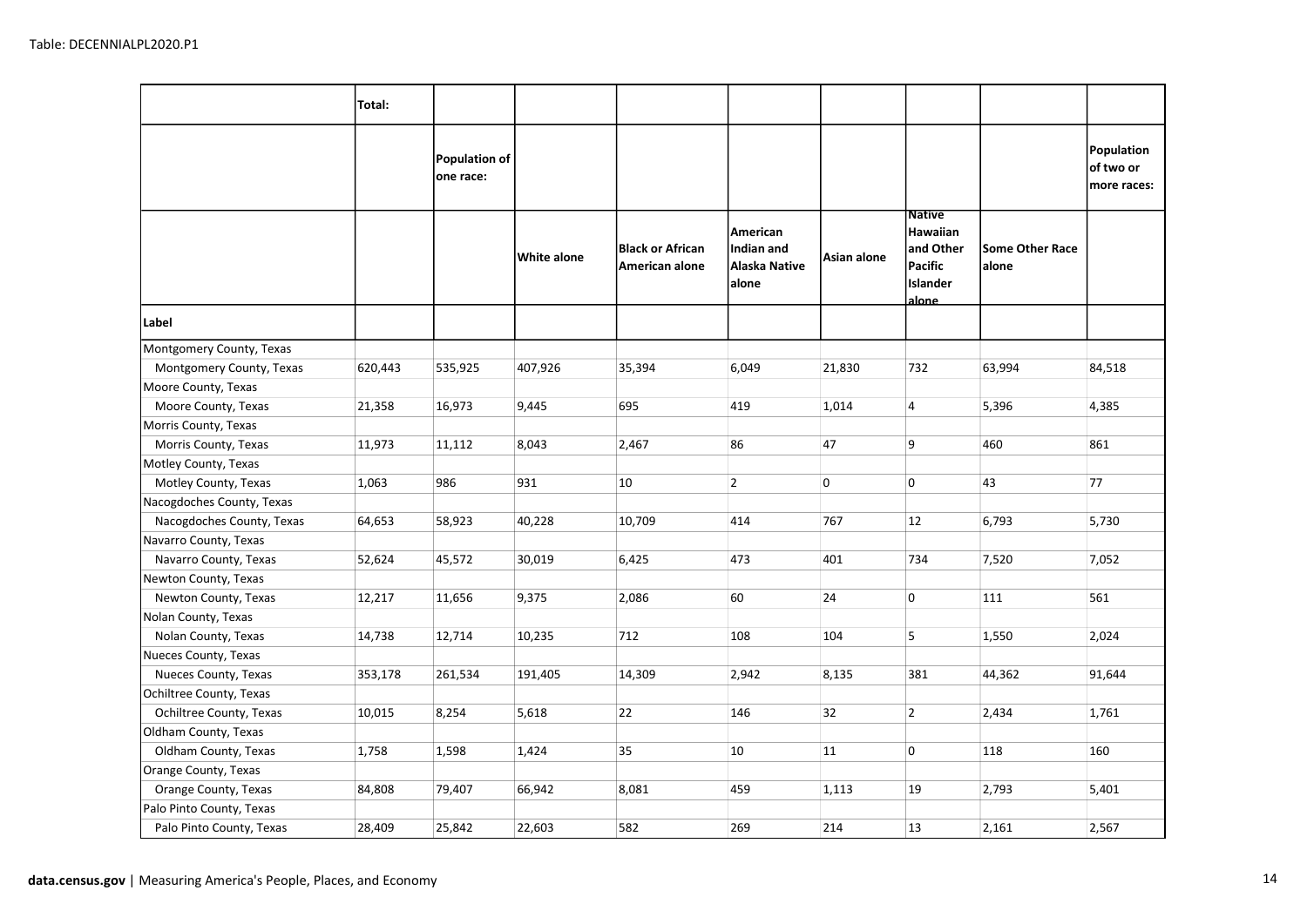Table: DECENNIALPL2020.P1

| | Total: | | | | | | | | |
|---|---|---|---|---|---|---|---|---|---|
| | | Population of one race: | | | | | | | Population of two or more races: |
| | | | White alone | Black or African American alone | American Indian and Alaska Native alone | Asian alone | Native Hawaiian and Other Pacific Islander alone | Some Other Race alone | |
| **Label** | | | | | | | | | |
| Montgomery County, Texas | | | | | | | | | |
| Montgomery County, Texas | 620,443 | 535,925 | 407,926 | 35,394 | 6,049 | 21,830 | 732 | 63,994 | 84,518 |
| Moore County, Texas | | | | | | | | | |
| Moore County, Texas | 21,358 | 16,973 | 9,445 | 695 | 419 | 1,014 | 4 | 5,396 | 4,385 |
| Morris County, Texas | | | | | | | | | |
| Morris County, Texas | 11,973 | 11,112 | 8,043 | 2,467 | 86 | 47 | 9 | 460 | 861 |
| Motley County, Texas | | | | | | | | | |
| Motley County, Texas | 1,063 | 986 | 931 | 10 | 2 | 0 | 0 | 43 | 77 |
| Nacogdoches County, Texas | | | | | | | | | |
| Nacogdoches County, Texas | 64,653 | 58,923 | 40,228 | 10,709 | 414 | 767 | 12 | 6,793 | 5,730 |
| Navarro County, Texas | | | | | | | | | |
| Navarro County, Texas | 52,624 | 45,572 | 30,019 | 6,425 | 473 | 401 | 734 | 7,520 | 7,052 |
| Newton County, Texas | | | | | | | | | |
| Newton County, Texas | 12,217 | 11,656 | 9,375 | 2,086 | 60 | 24 | 0 | 111 | 561 |
| Nolan County, Texas | | | | | | | | | |
| Nolan County, Texas | 14,738 | 12,714 | 10,235 | 712 | 108 | 104 | 5 | 1,550 | 2,024 |
| Nueces County, Texas | | | | | | | | | |
| Nueces County, Texas | 353,178 | 261,534 | 191,405 | 14,309 | 2,942 | 8,135 | 381 | 44,362 | 91,644 |
| Ochiltree County, Texas | | | | | | | | | |
| Ochiltree County, Texas | 10,015 | 8,254 | 5,618 | 22 | 146 | 32 | 2 | 2,434 | 1,761 |
| Oldham County, Texas | | | | | | | | | |
| Oldham County, Texas | 1,758 | 1,598 | 1,424 | 35 | 10 | 11 | 0 | 118 | 160 |
| Orange County, Texas | | | | | | | | | |
| Orange County, Texas | 84,808 | 79,407 | 66,942 | 8,081 | 459 | 1,113 | 19 | 2,793 | 5,401 |
| Palo Pinto County, Texas | | | | | | | | | |
| Palo Pinto County, Texas | 28,409 | 25,842 | 22,603 | 582 | 269 | 214 | 13 | 2,161 | 2,567 |

**data.census.gov** | Measuring America's People, Places, and Economy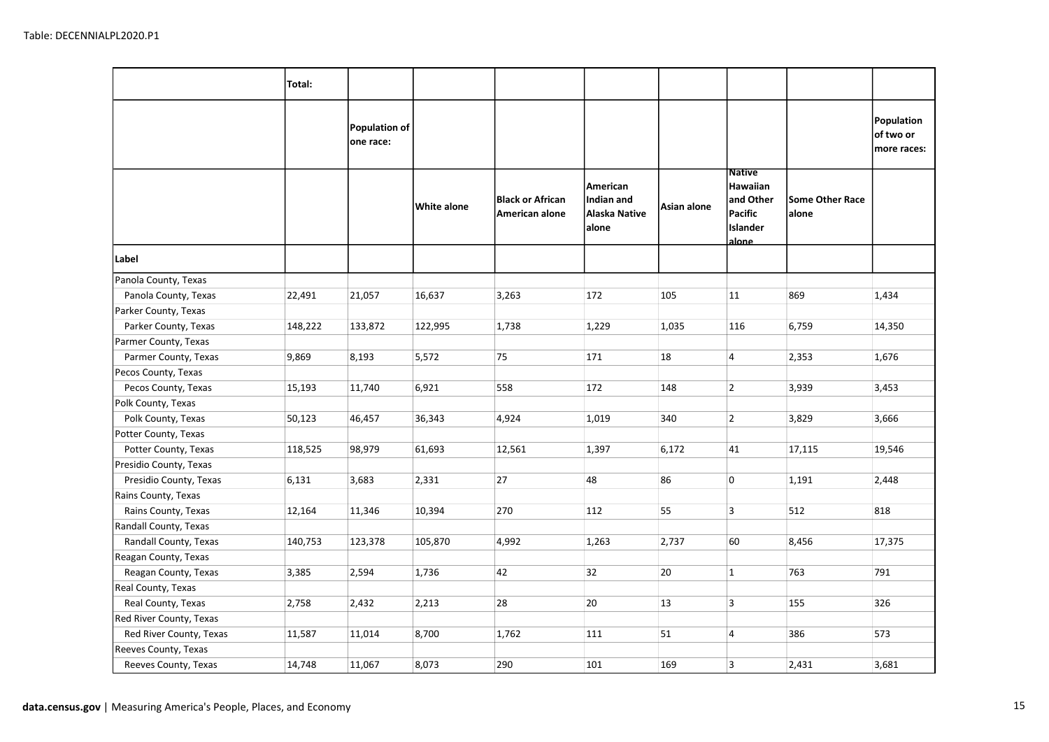Table: DECENNIALPL2020.P1

| | Total: | | | | | | | | |
|---|---|---|---|---|---|---|---|---|---|
| | | Population of one race: | | | | | | | Population of two or more races: |
| | | | White alone | Black or African American alone | American Indian and Alaska Native alone | Asian alone | Native Hawaiian and Other Pacific Islander alone | Some Other Race alone | |
| **Label** | | | | | | | | | |
| Panola County, Texas | | | | | | | | | |
| Panola County, Texas | 22,491 | 21,057 | 16,637 | 3,263 | 172 | 105 | 11 | 869 | 1,434 |
| Parker County, Texas | | | | | | | | | |
| Parker County, Texas | 148,222 | 133,872 | 122,995 | 1,738 | 1,229 | 1,035 | 116 | 6,759 | 14,350 |
| Parmer County, Texas | | | | | | | | | |
| Parmer County, Texas | 9,869 | 8,193 | 5,572 | 75 | 171 | 18 | 4 | 2,353 | 1,676 |
| Pecos County, Texas | | | | | | | | | |
| Pecos County, Texas | 15,193 | 11,740 | 6,921 | 558 | 172 | 148 | 2 | 3,939 | 3,453 |
| Polk County, Texas | | | | | | | | | |
| Polk County, Texas | 50,123 | 46,457 | 36,343 | 4,924 | 1,019 | 340 | 2 | 3,829 | 3,666 |
| Potter County, Texas | | | | | | | | | |
| Potter County, Texas | 118,525 | 98,979 | 61,693 | 12,561 | 1,397 | 6,172 | 41 | 17,115 | 19,546 |
| Presidio County, Texas | | | | | | | | | |
| Presidio County, Texas | 6,131 | 3,683 | 2,331 | 27 | 48 | 86 | 0 | 1,191 | 2,448 |
| Rains County, Texas | | | | | | | | | |
| Rains County, Texas | 12,164 | 11,346 | 10,394 | 270 | 112 | 55 | 3 | 512 | 818 |
| Randall County, Texas | | | | | | | | | |
| Randall County, Texas | 140,753 | 123,378 | 105,870 | 4,992 | 1,263 | 2,737 | 60 | 8,456 | 17,375 |
| Reagan County, Texas | | | | | | | | | |
| Reagan County, Texas | 3,385 | 2,594 | 1,736 | 42 | 32 | 20 | 1 | 763 | 791 |
| Real County, Texas | | | | | | | | | |
| Real County, Texas | 2,758 | 2,432 | 2,213 | 28 | 20 | 13 | 3 | 155 | 326 |
| Red River County, Texas | | | | | | | | | |
| Red River County, Texas | 11,587 | 11,014 | 8,700 | 1,762 | 111 | 51 | 4 | 386 | 573 |
| Reeves County, Texas | | | | | | | | | |
| Reeves County, Texas | 14,748 | 11,067 | 8,073 | 290 | 101 | 169 | 3 | 2,431 | 3,681 |

**data.census.gov** | Measuring America's People, Places, and Economy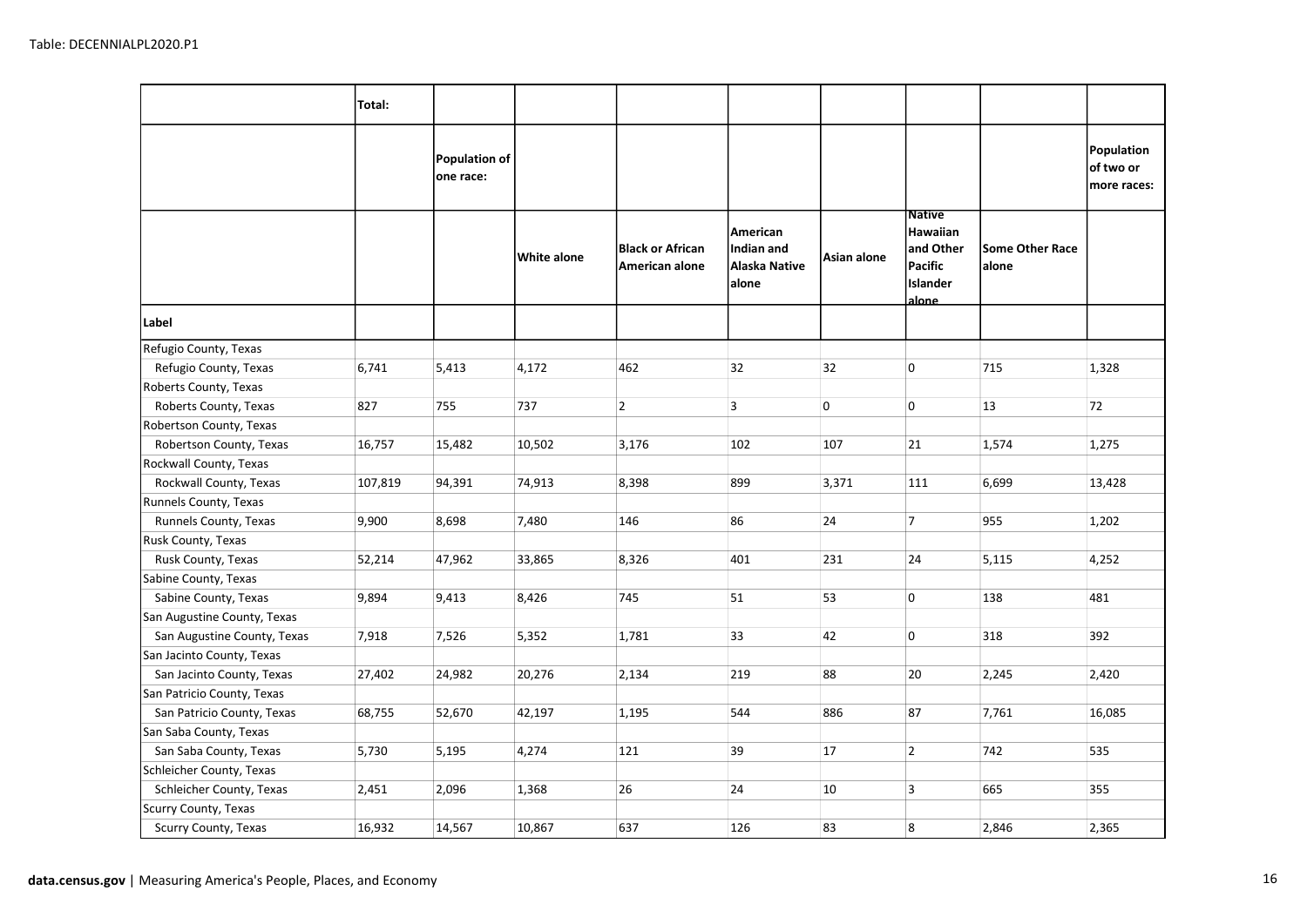Table: DECENNIALPL2020.P1

| | Total: | | | | | | | | |
|---|---|---|---|---|---|---|---|---|---|
| | | Population of one race: | | | | | | | Population of two or more races: |
| | | | White alone | Black or African American alone | American Indian and Alaska Native alone | Asian alone | Native Hawaiian and Other Pacific Islander alone | Some Other Race alone | |
| Label | | | | | | | | | |
| Refugio County, Texas | | | | | | | | | |
| Refugio County, Texas | 6,741 | 5,413 | 4,172 | 462 | 32 | 32 | 0 | 715 | 1,328 |
| Roberts County, Texas | | | | | | | | | |
| Roberts County, Texas | 827 | 755 | 737 | 2 | 3 | 0 | 0 | 13 | 72 |
| Robertson County, Texas | | | | | | | | | |
| Robertson County, Texas | 16,757 | 15,482 | 10,502 | 3,176 | 102 | 107 | 21 | 1,574 | 1,275 |
| Rockwall County, Texas | | | | | | | | | |
| Rockwall County, Texas | 107,819 | 94,391 | 74,913 | 8,398 | 899 | 3,371 | 111 | 6,699 | 13,428 |
| Runnels County, Texas | | | | | | | | | |
| Runnels County, Texas | 9,900 | 8,698 | 7,480 | 146 | 86 | 24 | 7 | 955 | 1,202 |
| Rusk County, Texas | | | | | | | | | |
| Rusk County, Texas | 52,214 | 47,962 | 33,865 | 8,326 | 401 | 231 | 24 | 5,115 | 4,252 |
| Sabine County, Texas | | | | | | | | | |
| Sabine County, Texas | 9,894 | 9,413 | 8,426 | 745 | 51 | 53 | 0 | 138 | 481 |
| San Augustine County, Texas | | | | | | | | | |
| San Augustine County, Texas | 7,918 | 7,526 | 5,352 | 1,781 | 33 | 42 | 0 | 318 | 392 |
| San Jacinto County, Texas | | | | | | | | | |
| San Jacinto County, Texas | 27,402 | 24,982 | 20,276 | 2,134 | 219 | 88 | 20 | 2,245 | 2,420 |
| San Patricio County, Texas | | | | | | | | | |
| San Patricio County, Texas | 68,755 | 52,670 | 42,197 | 1,195 | 544 | 886 | 87 | 7,761 | 16,085 |
| San Saba County, Texas | | | | | | | | | |
| San Saba County, Texas | 5,730 | 5,195 | 4,274 | 121 | 39 | 17 | 2 | 742 | 535 |
| Schleicher County, Texas | | | | | | | | | |
| Schleicher County, Texas | 2,451 | 2,096 | 1,368 | 26 | 24 | 10 | 3 | 665 | 355 |
| Scurry County, Texas | | | | | | | | | |
| Scurry County, Texas | 16,932 | 14,567 | 10,867 | 637 | 126 | 83 | 8 | 2,846 | 2,365 |

**data.census.gov** | Measuring America's People, Places, and Economy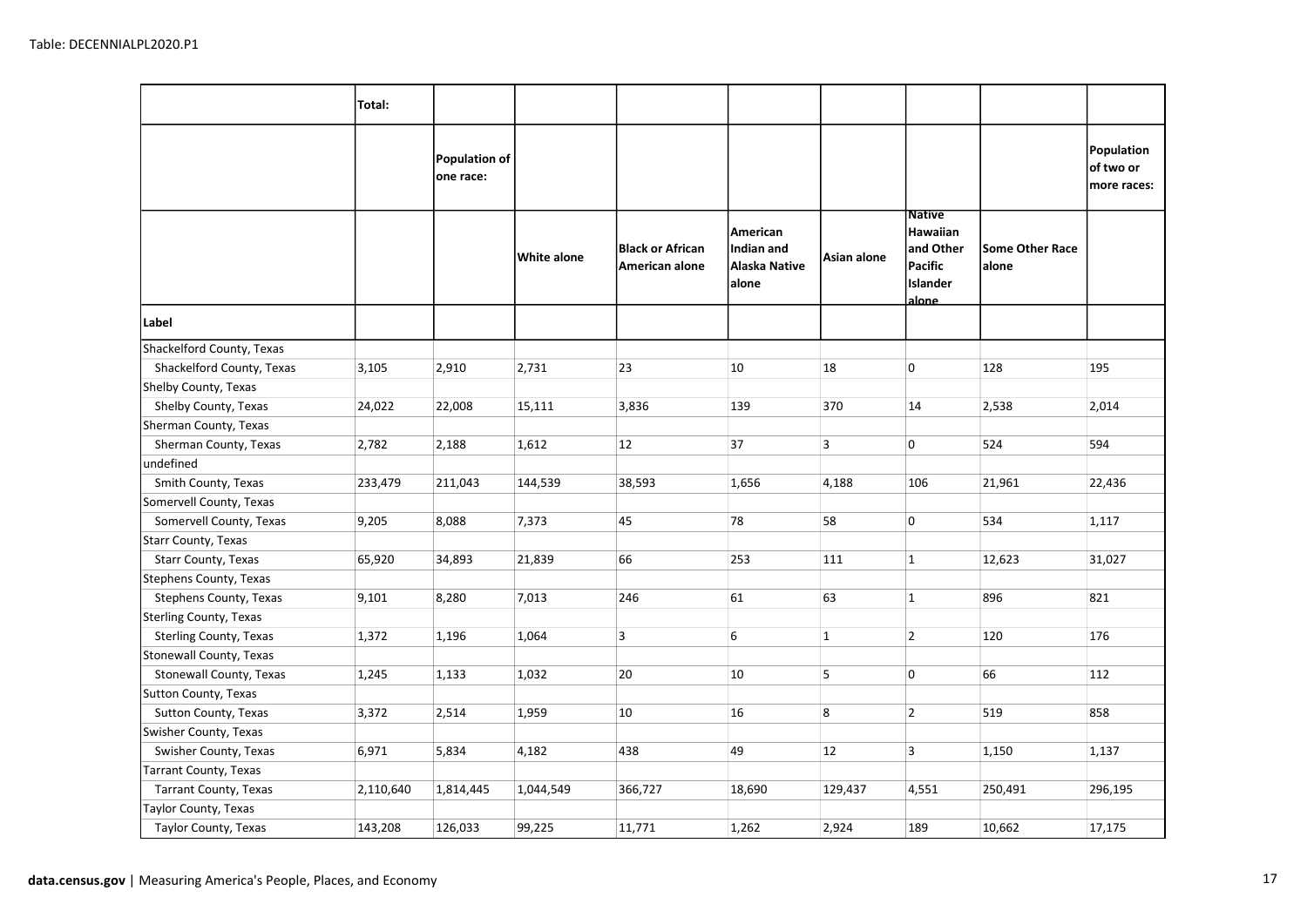Table: DECENNIALPL2020.P1

| | Total: | | | | | | | | |
|---|---|---|---|---|---|---|---|---|---|
| | | Population of one race: | | | | | | | Population of two or more races: |
| | | | White alone | Black or African American alone | American Indian and Alaska Native alone | Asian alone | Native Hawaiian and Other Pacific Islander alone | Some Other Race alone | |
| **Label** | | | | | | | | | |
| Shackelford County, Texas | | | | | | | | | |
| Shackelford County, Texas | 3,105 | 2,910 | 2,731 | 23 | 10 | 18 | 0 | 128 | 195 |
| Shelby County, Texas | | | | | | | | | |
| Shelby County, Texas | 24,022 | 22,008 | 15,111 | 3,836 | 139 | 370 | 14 | 2,538 | 2,014 |
| Sherman County, Texas | | | | | | | | | |
| Sherman County, Texas | 2,782 | 2,188 | 1,612 | 12 | 37 | 3 | 0 | 524 | 594 |
| undefined | | | | | | | | | |
| Smith County, Texas | 233,479 | 211,043 | 144,539 | 38,593 | 1,656 | 4,188 | 106 | 21,961 | 22,436 |
| Somervell County, Texas | | | | | | | | | |
| Somervell County, Texas | 9,205 | 8,088 | 7,373 | 45 | 78 | 58 | 0 | 534 | 1,117 |
| Starr County, Texas | | | | | | | | | |
| Starr County, Texas | 65,920 | 34,893 | 21,839 | 66 | 253 | 111 | 1 | 12,623 | 31,027 |
| Stephens County, Texas | | | | | | | | | |
| Stephens County, Texas | 9,101 | 8,280 | 7,013 | 246 | 61 | 63 | 1 | 896 | 821 |
| Sterling County, Texas | | | | | | | | | |
| Sterling County, Texas | 1,372 | 1,196 | 1,064 | 3 | 6 | 1 | 2 | 120 | 176 |
| Stonewall County, Texas | | | | | | | | | |
| Stonewall County, Texas | 1,245 | 1,133 | 1,032 | 20 | 10 | 5 | 0 | 66 | 112 |
| Sutton County, Texas | | | | | | | | | |
| Sutton County, Texas | 3,372 | 2,514 | 1,959 | 10 | 16 | 8 | 2 | 519 | 858 |
| Swisher County, Texas | | | | | | | | | |
| Swisher County, Texas | 6,971 | 5,834 | 4,182 | 438 | 49 | 12 | 3 | 1,150 | 1,137 |
| Tarrant County, Texas | | | | | | | | | |
| Tarrant County, Texas | 2,110,640 | 1,814,445 | 1,044,549 | 366,727 | 18,690 | 129,437 | 4,551 | 250,491 | 296,195 |
| Taylor County, Texas | | | | | | | | | |
| Taylor County, Texas | 143,208 | 126,033 | 99,225 | 11,771 | 1,262 | 2,924 | 189 | 10,662 | 17,175 |

**data.census.gov** | Measuring America's People, Places, and Economy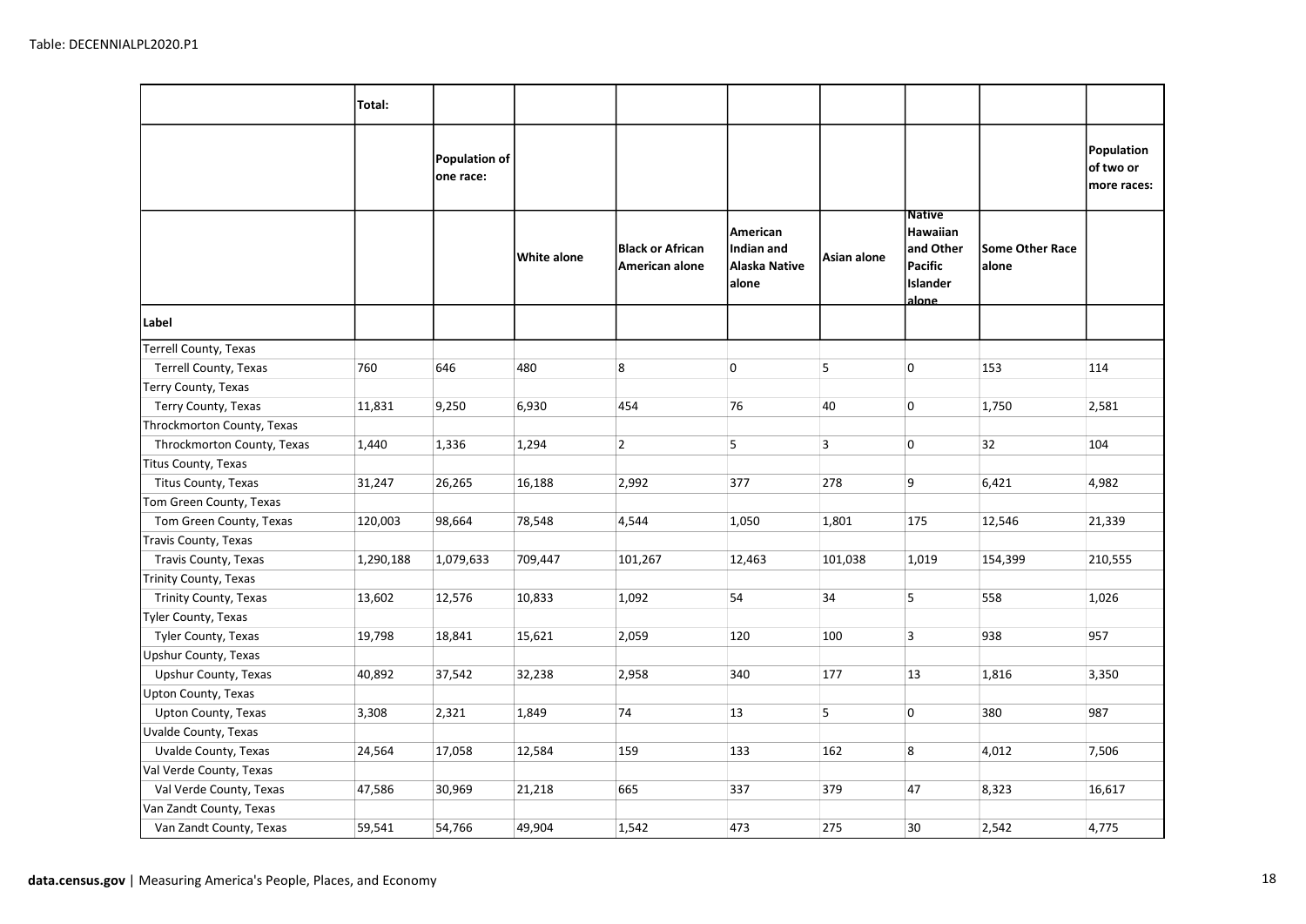Table: DECENNIALPL2020.P1

| | Total: | | | | | | | | |
|---|---|---|---|---|---|---|---|---|---|
| | | Population of one race: | | | | | | | Population of two or more races: |
| | | | White alone | Black or African American alone | American Indian and Alaska Native alone | Asian alone | Native Hawaiian and Other Pacific Islander alone | Some Other Race alone | |
| Label | | | | | | | | | |
| Terrell County, Texas | | | | | | | | | |
| Terrell County, Texas | 760 | 646 | 480 | 8 | 0 | 5 | 0 | 153 | 114 |
| Terry County, Texas | | | | | | | | | |
| Terry County, Texas | 11,831 | 9,250 | 6,930 | 454 | 76 | 40 | 0 | 1,750 | 2,581 |
| Throckmorton County, Texas | | | | | | | | | |
| Throckmorton County, Texas | 1,440 | 1,336 | 1,294 | 2 | 5 | 3 | 0 | 32 | 104 |
| Titus County, Texas | | | | | | | | | |
| Titus County, Texas | 31,247 | 26,265 | 16,188 | 2,992 | 377 | 278 | 9 | 6,421 | 4,982 |
| Tom Green County, Texas | | | | | | | | | |
| Tom Green County, Texas | 120,003 | 98,664 | 78,548 | 4,544 | 1,050 | 1,801 | 175 | 12,546 | 21,339 |
| Travis County, Texas | | | | | | | | | |
| Travis County, Texas | 1,290,188 | 1,079,633 | 709,447 | 101,267 | 12,463 | 101,038 | 1,019 | 154,399 | 210,555 |
| Trinity County, Texas | | | | | | | | | |
| Trinity County, Texas | 13,602 | 12,576 | 10,833 | 1,092 | 54 | 34 | 5 | 558 | 1,026 |
| Tyler County, Texas | | | | | | | | | |
| Tyler County, Texas | 19,798 | 18,841 | 15,621 | 2,059 | 120 | 100 | 3 | 938 | 957 |
| Upshur County, Texas | | | | | | | | | |
| Upshur County, Texas | 40,892 | 37,542 | 32,238 | 2,958 | 340 | 177 | 13 | 1,816 | 3,350 |
| Upton County, Texas | | | | | | | | | |
| Upton County, Texas | 3,308 | 2,321 | 1,849 | 74 | 13 | 5 | 0 | 380 | 987 |
| Uvalde County, Texas | | | | | | | | | |
| Uvalde County, Texas | 24,564 | 17,058 | 12,584 | 159 | 133 | 162 | 8 | 4,012 | 7,506 |
| Val Verde County, Texas | | | | | | | | | |
| Val Verde County, Texas | 47,586 | 30,969 | 21,218 | 665 | 337 | 379 | 47 | 8,323 | 16,617 |
| Van Zandt County, Texas | | | | | | | | | |
| Van Zandt County, Texas | 59,541 | 54,766 | 49,904 | 1,542 | 473 | 275 | 30 | 2,542 | 4,775 |

**data.census.gov** | Measuring America's People, Places, and Economy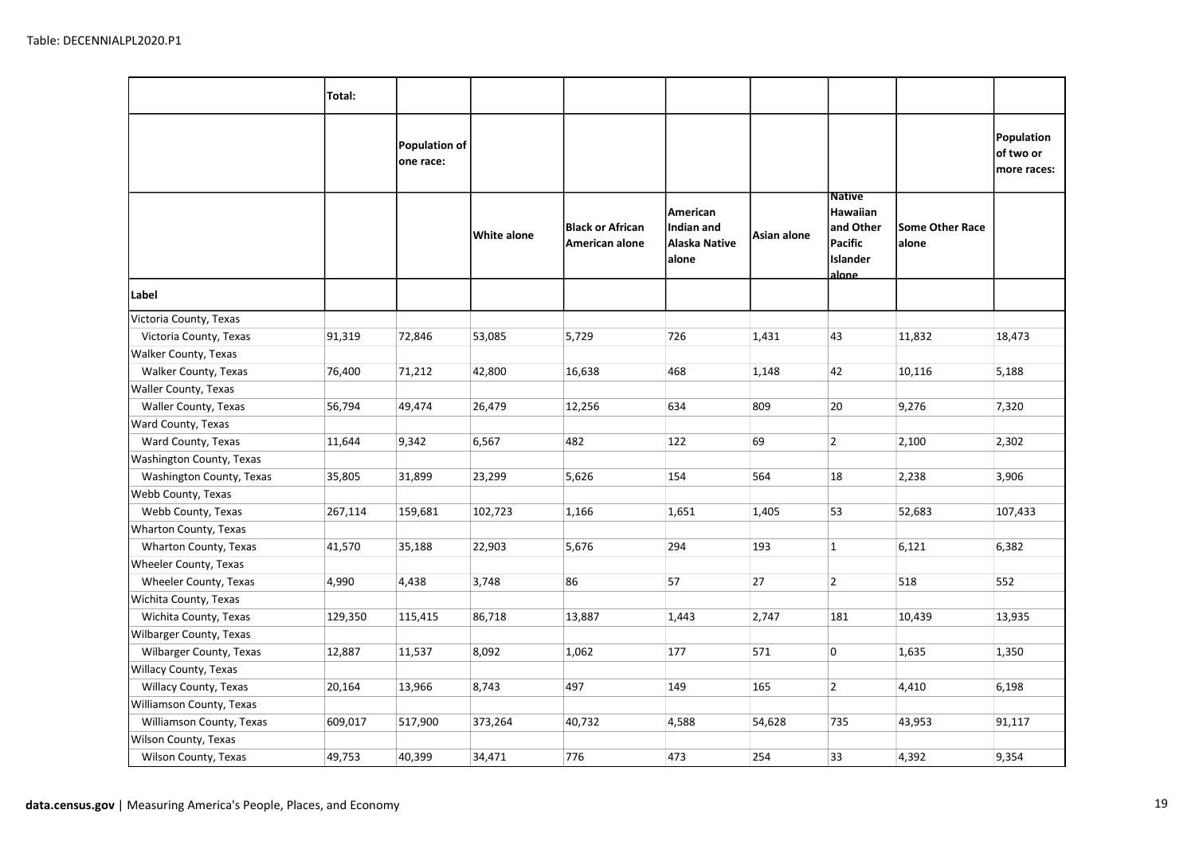Table: DECENNIALPL2020.P1

|  | Total: |  |  |  |  |  |  |  |  |
|---|---|---|---|---|---|---|---|---|---|
|  |  | Population of one race: |  |  |  |  |  |  | Population of two or more races: |
|  |  |  | White alone | Black or African American alone | American Indian and Alaska Native alone | Asian alone | Native Hawaiian and Other Pacific Islander alone | Some Other Race alone |  |
| Label |  |  |  |  |  |  |  |  |  |
| Victoria County, Texas |  |  |  |  |  |  |  |  |  |
| Victoria County, Texas | 91,319 | 72,846 | 53,085 | 5,729 | 726 | 1,431 | 43 | 11,832 | 18,473 |
| Walker County, Texas |  |  |  |  |  |  |  |  |  |
| Walker County, Texas | 76,400 | 71,212 | 42,800 | 16,638 | 468 | 1,148 | 42 | 10,116 | 5,188 |
| Waller County, Texas |  |  |  |  |  |  |  |  |  |
| Waller County, Texas | 56,794 | 49,474 | 26,479 | 12,256 | 634 | 809 | 20 | 9,276 | 7,320 |
| Ward County, Texas |  |  |  |  |  |  |  |  |  |
| Ward County, Texas | 11,644 | 9,342 | 6,567 | 482 | 122 | 69 | 2 | 2,100 | 2,302 |
| Washington County, Texas |  |  |  |  |  |  |  |  |  |
| Washington County, Texas | 35,805 | 31,899 | 23,299 | 5,626 | 154 | 564 | 18 | 2,238 | 3,906 |
| Webb County, Texas |  |  |  |  |  |  |  |  |  |
| Webb County, Texas | 267,114 | 159,681 | 102,723 | 1,166 | 1,651 | 1,405 | 53 | 52,683 | 107,433 |
| Wharton County, Texas |  |  |  |  |  |  |  |  |  |
| Wharton County, Texas | 41,570 | 35,188 | 22,903 | 5,676 | 294 | 193 | 1 | 6,121 | 6,382 |
| Wheeler County, Texas |  |  |  |  |  |  |  |  |  |
| Wheeler County, Texas | 4,990 | 4,438 | 3,748 | 86 | 57 | 27 | 2 | 518 | 552 |
| Wichita County, Texas |  |  |  |  |  |  |  |  |  |
| Wichita County, Texas | 129,350 | 115,415 | 86,718 | 13,887 | 1,443 | 2,747 | 181 | 10,439 | 13,935 |
| Wilbarger County, Texas |  |  |  |  |  |  |  |  |  |
| Wilbarger County, Texas | 12,887 | 11,537 | 8,092 | 1,062 | 177 | 571 | 0 | 1,635 | 1,350 |
| Willacy County, Texas |  |  |  |  |  |  |  |  |  |
| Willacy County, Texas | 20,164 | 13,966 | 8,743 | 497 | 149 | 165 | 2 | 4,410 | 6,198 |
| Williamson County, Texas |  |  |  |  |  |  |  |  |  |
| Williamson County, Texas | 609,017 | 517,900 | 373,264 | 40,732 | 4,588 | 54,628 | 735 | 43,953 | 91,117 |
| Wilson County, Texas |  |  |  |  |  |  |  |  |  |
| Wilson County, Texas | 49,753 | 40,399 | 34,471 | 776 | 473 | 254 | 33 | 4,392 | 9,354 |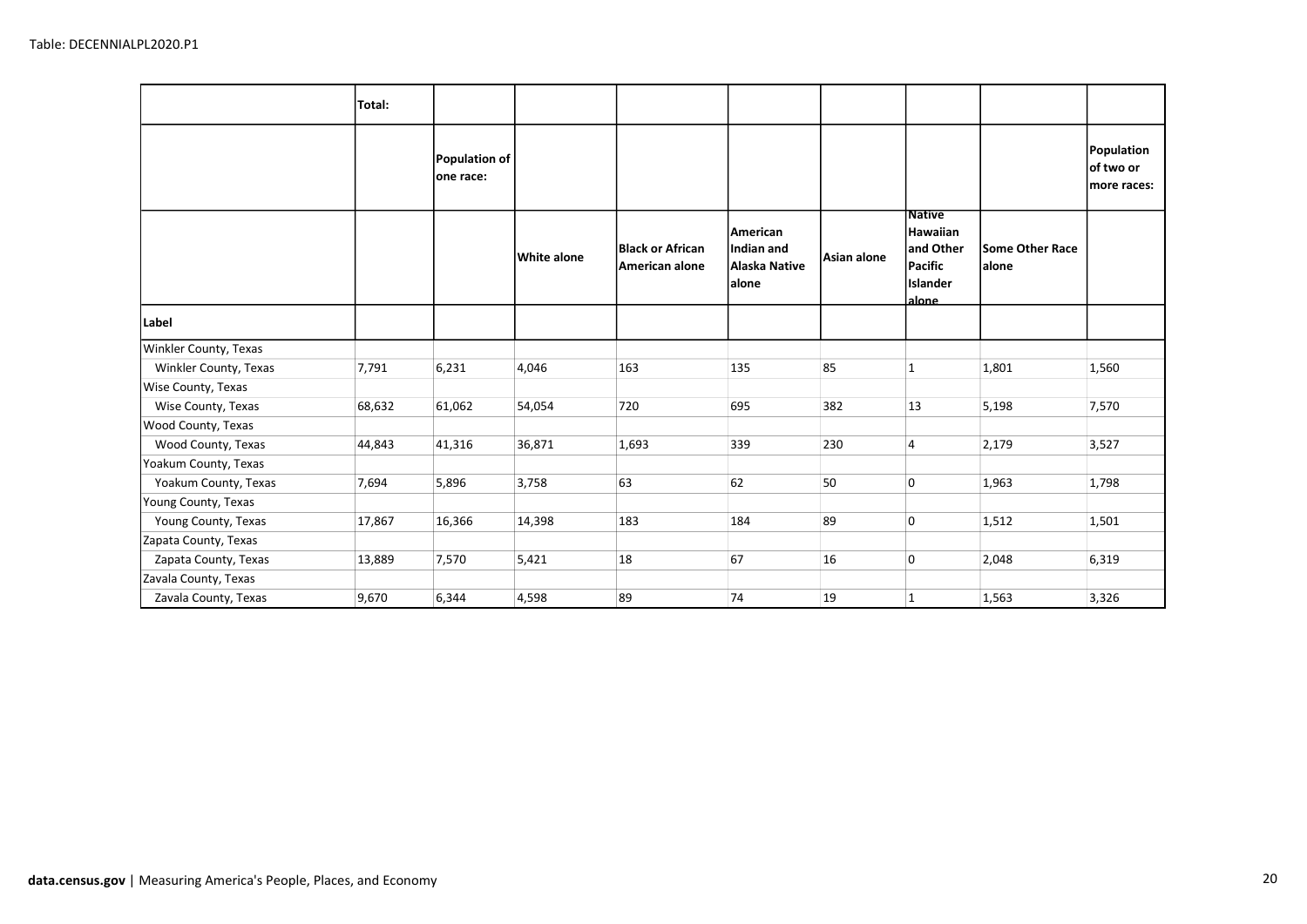Table: DECENNIALPL2020.P1

| | Total: | | | | | | | | |
|---|---|---|---|---|---|---|---|---|---|
| | | Population of one race: | | | | | | | Population of two or more races: |
| | | | White alone | Black or African American alone | American Indian and Alaska Native alone | Asian alone | Native Hawaiian and Other Pacific Islander alone | Some Other Race alone | |
| **Label** | | | | | | | | | |
| Winkler County, Texas | | | | | | | | | |
| Winkler County, Texas | 7,791 | 6,231 | 4,046 | 163 | 135 | 85 | 1 | 1,801 | 1,560 |
| Wise County, Texas | | | | | | | | | |
| Wise County, Texas | 68,632 | 61,062 | 54,054 | 720 | 695 | 382 | 13 | 5,198 | 7,570 |
| Wood County, Texas | | | | | | | | | |
| Wood County, Texas | 44,843 | 41,316 | 36,871 | 1,693 | 339 | 230 | 4 | 2,179 | 3,527 |
| Yoakum County, Texas | | | | | | | | | |
| Yoakum County, Texas | 7,694 | 5,896 | 3,758 | 63 | 62 | 50 | 0 | 1,963 | 1,798 |
| Young County, Texas | | | | | | | | | |
| Young County, Texas | 17,867 | 16,366 | 14,398 | 183 | 184 | 89 | 0 | 1,512 | 1,501 |
| Zapata County, Texas | | | | | | | | | |
| Zapata County, Texas | 13,889 | 7,570 | 5,421 | 18 | 67 | 16 | 0 | 2,048 | 6,319 |
| Zavala County, Texas | | | | | | | | | |
| Zavala County, Texas | 9,670 | 6,344 | 4,598 | 89 | 74 | 19 | 1 | 1,563 | 3,326 |

**data.census.gov** | Measuring America's People, Places, and Economy